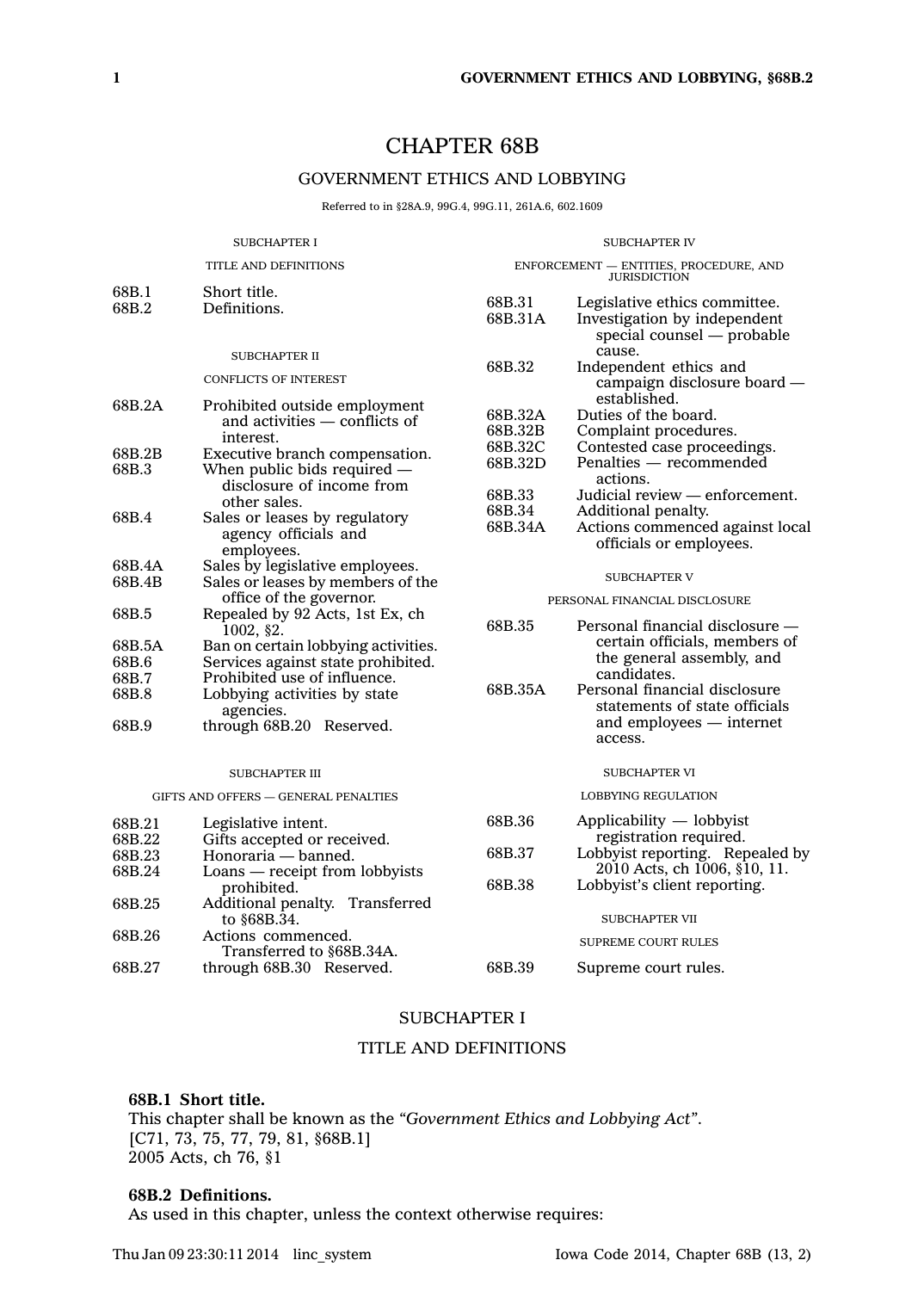# CHAPTER 68B

## GOVERNMENT ETHICS AND LOBBYING

Referred to in §28A.9, 99G.4, 99G.11, 261A.6, 602.1609

SUBCHAPTER I

TITLE AND DEFINITIONS

| | |
|---|---|
| 68B.1 | Short title. |
| 68B.2 | Definitions. |

SUBCHAPTER II

CONFLICTS OF INTEREST

| | |
|---|---|
| 68B.2A | Prohibited outside employment and activities — conflicts of interest. |
| 68B.2B | Executive branch compensation. |
| 68B.3 | When public bids required — disclosure of income from other sales. |
| 68B.4 | Sales or leases by regulatory agency officials and employees. |
| 68B.4A | Sales by legislative employees. |
| 68B.4B | Sales or leases by members of the office of the governor. |
| 68B.5 | Repealed by 92 Acts, 1st Ex, ch 1002, §2. |
| 68B.5A | Ban on certain lobbying activities. |
| 68B.6 | Services against state prohibited. |
| 68B.7 | Prohibited use of influence. |
| 68B.8 | Lobbying activities by state agencies. |
| 68B.9 | through 68B.20 Reserved. |

SUBCHAPTER III

GIFTS AND OFFERS — GENERAL PENALTIES

| | |
|---|---|
| 68B.21 | Legislative intent. |
| 68B.22 | Gifts accepted or received. |
| 68B.23 | Honoraria — banned. |
| 68B.24 | Loans — receipt from lobbyists prohibited. |
| 68B.25 | Additional penalty. Transferred to §68B.34. |
| 68B.26 | Actions commenced. Transferred to §68B.34A. |
| 68B.27 | through 68B.30 Reserved. |

SUBCHAPTER IV

ENFORCEMENT — ENTITIES, PROCEDURE, AND JURISDICTION

| | |
|---|---|
| 68B.31 | Legislative ethics committee. |
| 68B.31A | Investigation by independent special counsel — probable cause. |
| 68B.32 | Independent ethics and campaign disclosure board — established. |
| 68B.32A | Duties of the board. |
| 68B.32B | Complaint procedures. |
| 68B.32C | Contested case proceedings. |
| 68B.32D | Penalties — recommended actions. |
| 68B.33 | Judicial review — enforcement. |
| 68B.34 | Additional penalty. |
| 68B.34A | Actions commenced against local officials or employees. |

SUBCHAPTER V

PERSONAL FINANCIAL DISCLOSURE

| | |
|---|---|
| 68B.35 | Personal financial disclosure — certain officials, members of the general assembly, and candidates. |
| 68B.35A | Personal financial disclosure statements of state officials and employees — internet access. |

SUBCHAPTER VI

LOBBYING REGULATION

| | |
|---|---|
| 68B.36 | Applicability — lobbyist registration required. |
| 68B.37 | Lobbyist reporting. Repealed by 2010 Acts, ch 1006, §10, 11. |
| 68B.38 | Lobbyist's client reporting. |

SUBCHAPTER VII

SUPREME COURT RULES

| | |
|---|---|
| 68B.39 | Supreme court rules. |

## SUBCHAPTER I

## TITLE AND DEFINITIONS

**68B.1 Short title.**

This chapter shall be known as the *"Government Ethics and Lobbying Act"*.
[C71, 73, 75, 77, 79, 81, §68B.1]
2005 Acts, ch 76, §1

**68B.2 Definitions.**

As used in this chapter, unless the context otherwise requires: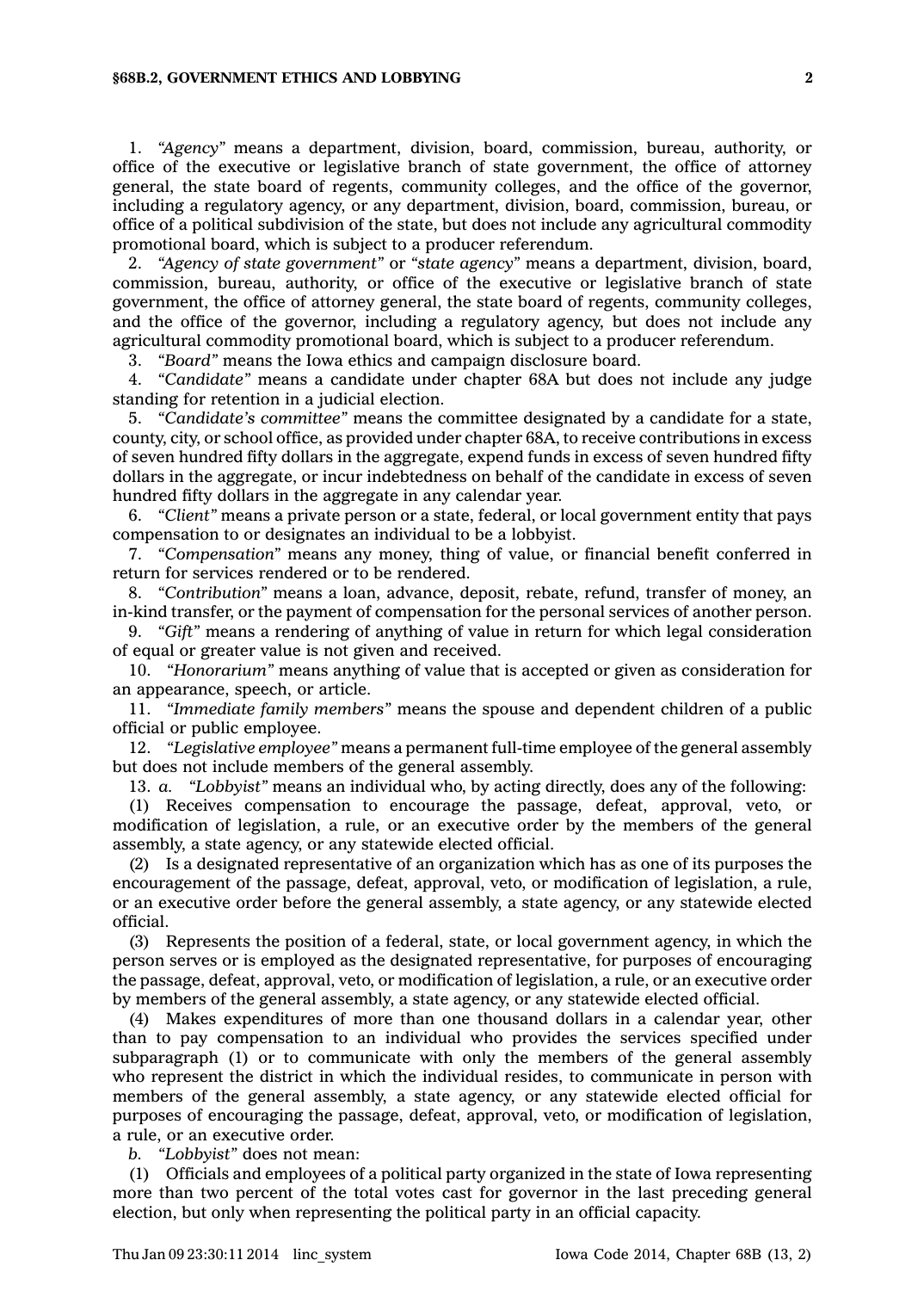1. *"Agency"* means a department, division, board, commission, bureau, authority, or office of the executive or legislative branch of state government, the office of attorney general, the state board of regents, community colleges, and the office of the governor, including a regulatory agency, or any department, division, board, commission, bureau, or office of a political subdivision of the state, but does not include any agricultural commodity promotional board, which is subject to a producer referendum.

2. *"Agency of state government"* or *"state agency"* means a department, division, board, commission, bureau, authority, or office of the executive or legislative branch of state government, the office of attorney general, the state board of regents, community colleges, and the office of the governor, including a regulatory agency, but does not include any agricultural commodity promotional board, which is subject to a producer referendum.

3. *"Board"* means the Iowa ethics and campaign disclosure board.

4. *"Candidate"* means a candidate under chapter 68A but does not include any judge standing for retention in a judicial election.

5. *"Candidate's committee"* means the committee designated by a candidate for a state, county, city, or school office, as provided under chapter 68A, to receive contributions in excess of seven hundred fifty dollars in the aggregate, expend funds in excess of seven hundred fifty dollars in the aggregate, or incur indebtedness on behalf of the candidate in excess of seven hundred fifty dollars in the aggregate in any calendar year.

6. *"Client"* means a private person or a state, federal, or local government entity that pays compensation to or designates an individual to be a lobbyist.

7. *"Compensation"* means any money, thing of value, or financial benefit conferred in return for services rendered or to be rendered.

8. *"Contribution"* means a loan, advance, deposit, rebate, refund, transfer of money, an in-kind transfer, or the payment of compensation for the personal services of another person.

9. *"Gift"* means a rendering of anything of value in return for which legal consideration of equal or greater value is not given and received.

10. *"Honorarium"* means anything of value that is accepted or given as consideration for an appearance, speech, or article.

11. *"Immediate family members"* means the spouse and dependent children of a public official or public employee.

12. *"Legislative employee"* means a permanent full-time employee of the general assembly but does not include members of the general assembly.

13. *a. "Lobbyist"* means an individual who, by acting directly, does any of the following:

(1) Receives compensation to encourage the passage, defeat, approval, veto, or modification of legislation, a rule, or an executive order by the members of the general assembly, a state agency, or any statewide elected official.

(2) Is a designated representative of an organization which has as one of its purposes the encouragement of the passage, defeat, approval, veto, or modification of legislation, a rule, or an executive order before the general assembly, a state agency, or any statewide elected official.

(3) Represents the position of a federal, state, or local government agency, in which the person serves or is employed as the designated representative, for purposes of encouraging the passage, defeat, approval, veto, or modification of legislation, a rule, or an executive order by members of the general assembly, a state agency, or any statewide elected official.

(4) Makes expenditures of more than one thousand dollars in a calendar year, other than to pay compensation to an individual who provides the services specified under subparagraph (1) or to communicate with only the members of the general assembly who represent the district in which the individual resides, to communicate in person with members of the general assembly, a state agency, or any statewide elected official for purposes of encouraging the passage, defeat, approval, veto, or modification of legislation, a rule, or an executive order.

*b. "Lobbyist"* does not mean:

(1) Officials and employees of a political party organized in the state of Iowa representing more than two percent of the total votes cast for governor in the last preceding general election, but only when representing the political party in an official capacity.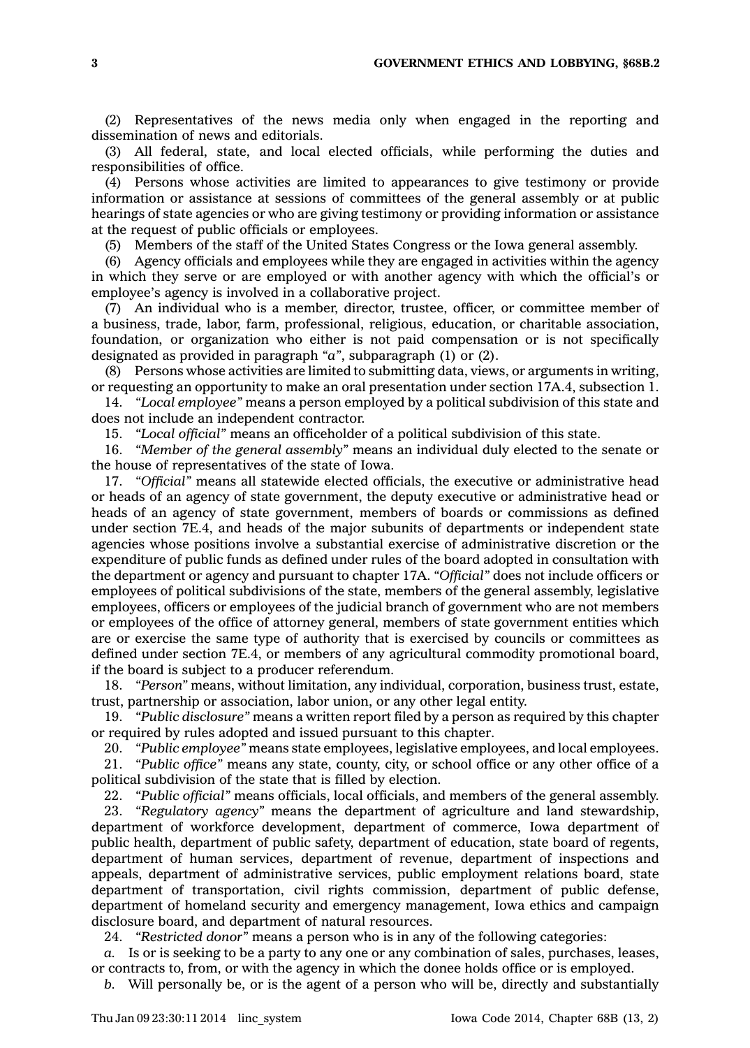(2) Representatives of the news media only when engaged in the reporting and dissemination of news and editorials.

(3) All federal, state, and local elected officials, while performing the duties and responsibilities of office.

(4) Persons whose activities are limited to appearances to give testimony or provide information or assistance at sessions of committees of the general assembly or at public hearings of state agencies or who are giving testimony or providing information or assistance at the request of public officials or employees.

(5) Members of the staff of the United States Congress or the Iowa general assembly.

(6) Agency officials and employees while they are engaged in activities within the agency in which they serve or are employed or with another agency with which the official's or employee's agency is involved in a collaborative project.

(7) An individual who is a member, director, trustee, officer, or committee member of a business, trade, labor, farm, professional, religious, education, or charitable association, foundation, or organization who either is not paid compensation or is not specifically designated as provided in paragraph *"a"*, subparagraph (1) or (2).

(8) Persons whose activities are limited to submitting data, views, or arguments in writing, or requesting an opportunity to make an oral presentation under section 17A.4, subsection 1.

14. *"Local employee"* means a person employed by a political subdivision of this state and does not include an independent contractor.

15. *"Local official"* means an officeholder of a political subdivision of this state.

16. *"Member of the general assembly"* means an individual duly elected to the senate or the house of representatives of the state of Iowa.

17. *"Official"* means all statewide elected officials, the executive or administrative head or heads of an agency of state government, the deputy executive or administrative head or heads of an agency of state government, members of boards or commissions as defined under section 7E.4, and heads of the major subunits of departments or independent state agencies whose positions involve a substantial exercise of administrative discretion or the expenditure of public funds as defined under rules of the board adopted in consultation with the department or agency and pursuant to chapter 17A. *"Official"* does not include officers or employees of political subdivisions of the state, members of the general assembly, legislative employees, officers or employees of the judicial branch of government who are not members or employees of the office of attorney general, members of state government entities which are or exercise the same type of authority that is exercised by councils or committees as defined under section 7E.4, or members of any agricultural commodity promotional board, if the board is subject to a producer referendum.

18. *"Person"* means, without limitation, any individual, corporation, business trust, estate, trust, partnership or association, labor union, or any other legal entity.

19. *"Public disclosure"* means a written report filed by a person as required by this chapter or required by rules adopted and issued pursuant to this chapter.

20. *"Public employee"* means state employees, legislative employees, and local employees.

21. *"Public office"* means any state, county, city, or school office or any other office of a political subdivision of the state that is filled by election.

22. *"Public official"* means officials, local officials, and members of the general assembly.

23. *"Regulatory agency"* means the department of agriculture and land stewardship, department of workforce development, department of commerce, Iowa department of public health, department of public safety, department of education, state board of regents, department of human services, department of revenue, department of inspections and appeals, department of administrative services, public employment relations board, state department of transportation, civil rights commission, department of public defense, department of homeland security and emergency management, Iowa ethics and campaign disclosure board, and department of natural resources.

24. *"Restricted donor"* means a person who is in any of the following categories:

*a.* Is or is seeking to be a party to any one or any combination of sales, purchases, leases, or contracts to, from, or with the agency in which the donee holds office or is employed.

*b.* Will personally be, or is the agent of a person who will be, directly and substantially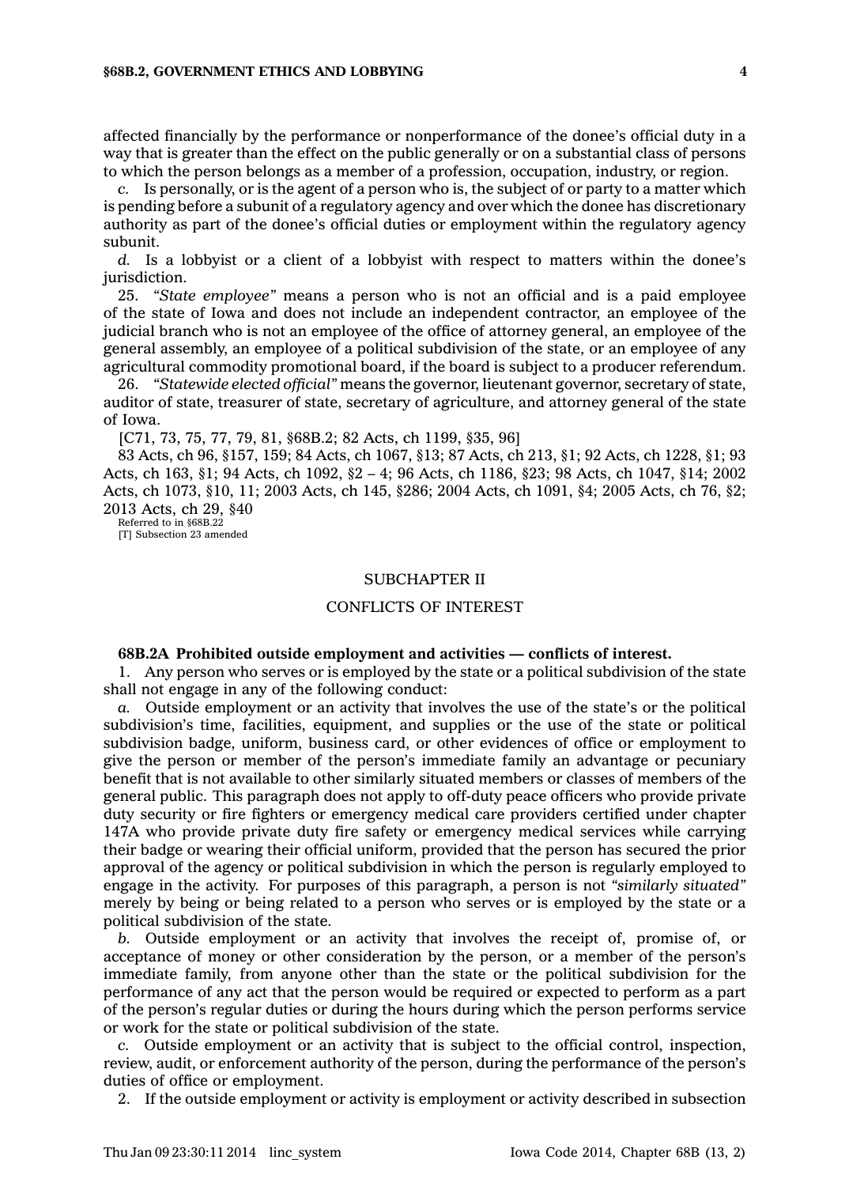affected financially by the performance or nonperformance of the donee's official duty in a way that is greater than the effect on the public generally or on a substantial class of persons to which the person belongs as a member of a profession, occupation, industry, or region.

*c.* Is personally, or is the agent of a person who is, the subject of or party to a matter which is pending before a subunit of a regulatory agency and over which the donee has discretionary authority as part of the donee's official duties or employment within the regulatory agency subunit.

*d.* Is a lobbyist or a client of a lobbyist with respect to matters within the donee's jurisdiction.

25. *"State employee"* means a person who is not an official and is a paid employee of the state of Iowa and does not include an independent contractor, an employee of the judicial branch who is not an employee of the office of attorney general, an employee of the general assembly, an employee of a political subdivision of the state, or an employee of any agricultural commodity promotional board, if the board is subject to a producer referendum.

26. *"Statewide elected official"* means the governor, lieutenant governor, secretary of state, auditor of state, treasurer of state, secretary of agriculture, and attorney general of the state of Iowa.

[C71, 73, 75, 77, 79, 81, §68B.2; 82 Acts, ch 1199, §35, 96]

83 Acts, ch 96, §157, 159; 84 Acts, ch 1067, §13; 87 Acts, ch 213, §1; 92 Acts, ch 1228, §1; 93 Acts, ch 163, §1; 94 Acts, ch 1092, §2 – 4; 96 Acts, ch 1186, §23; 98 Acts, ch 1047, §14; 2002 Acts, ch 1073, §10, 11; 2003 Acts, ch 145, §286; 2004 Acts, ch 1091, §4; 2005 Acts, ch 76, §2; 2013 Acts, ch 29, §40

Referred to in §68B.22

[T] Subsection 23 amended

## SUBCHAPTER II

## CONFLICTS OF INTEREST

**68B.2A Prohibited outside employment and activities — conflicts of interest.**

1. Any person who serves or is employed by the state or a political subdivision of the state shall not engage in any of the following conduct:

*a.* Outside employment or an activity that involves the use of the state's or the political subdivision's time, facilities, equipment, and supplies or the use of the state or political subdivision badge, uniform, business card, or other evidences of office or employment to give the person or member of the person's immediate family an advantage or pecuniary benefit that is not available to other similarly situated members or classes of members of the general public. This paragraph does not apply to off-duty peace officers who provide private duty security or fire fighters or emergency medical care providers certified under chapter 147A who provide private duty fire safety or emergency medical services while carrying their badge or wearing their official uniform, provided that the person has secured the prior approval of the agency or political subdivision in which the person is regularly employed to engage in the activity. For purposes of this paragraph, a person is not *"similarly situated"* merely by being or being related to a person who serves or is employed by the state or a political subdivision of the state.

*b.* Outside employment or an activity that involves the receipt of, promise of, or acceptance of money or other consideration by the person, or a member of the person's immediate family, from anyone other than the state or the political subdivision for the performance of any act that the person would be required or expected to perform as a part of the person's regular duties or during the hours during which the person performs service or work for the state or political subdivision of the state.

*c.* Outside employment or an activity that is subject to the official control, inspection, review, audit, or enforcement authority of the person, during the performance of the person's duties of office or employment.

2. If the outside employment or activity is employment or activity described in subsection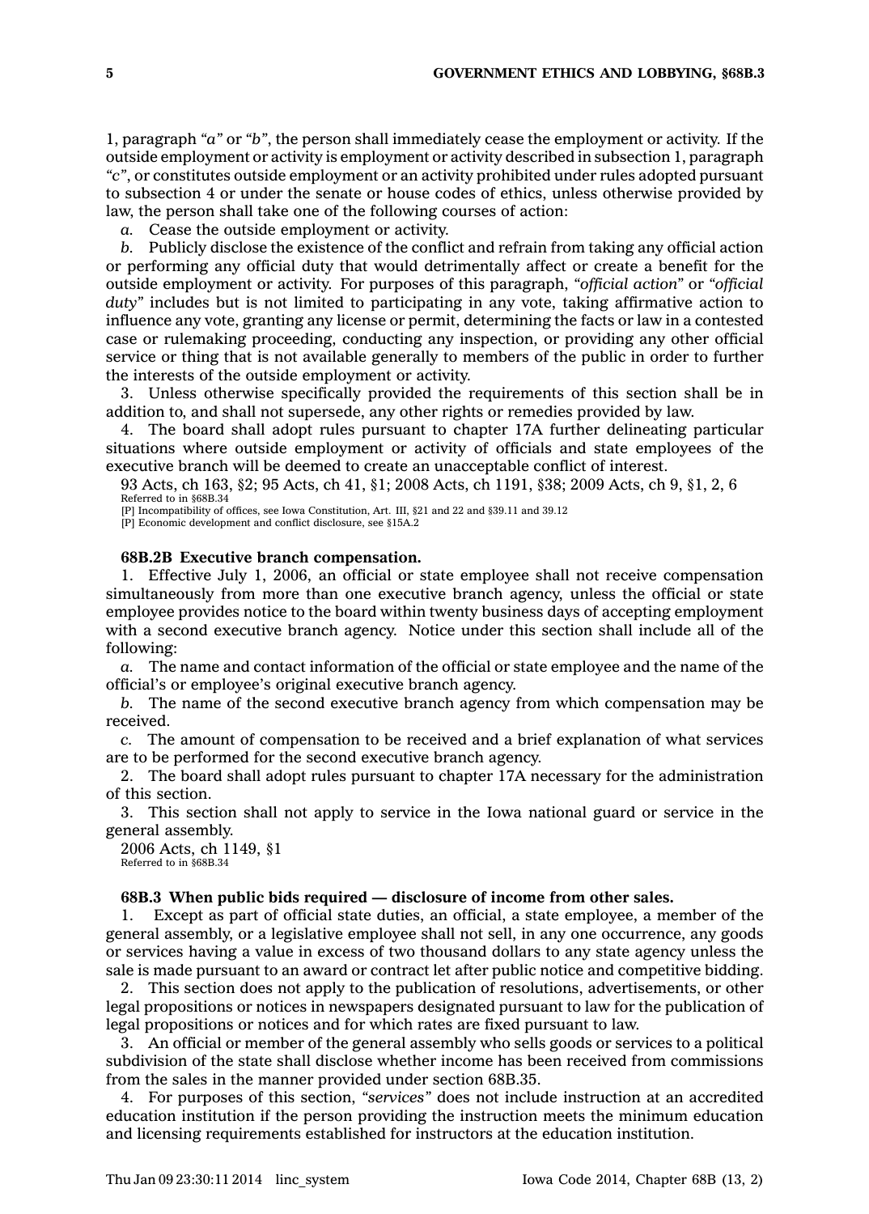1, paragraph *"a"* or *"b"*, the person shall immediately cease the employment or activity. If the outside employment or activity is employment or activity described in subsection 1, paragraph *"c"*, or constitutes outside employment or an activity prohibited under rules adopted pursuant to subsection 4 or under the senate or house codes of ethics, unless otherwise provided by law, the person shall take one of the following courses of action:

*a.* Cease the outside employment or activity.

*b.* Publicly disclose the existence of the conflict and refrain from taking any official action or performing any official duty that would detrimentally affect or create a benefit for the outside employment or activity. For purposes of this paragraph, *"official action"* or *"official duty"* includes but is not limited to participating in any vote, taking affirmative action to influence any vote, granting any license or permit, determining the facts or law in a contested case or rulemaking proceeding, conducting any inspection, or providing any other official service or thing that is not available generally to members of the public in order to further the interests of the outside employment or activity.

3. Unless otherwise specifically provided the requirements of this section shall be in addition to, and shall not supersede, any other rights or remedies provided by law.

4. The board shall adopt rules pursuant to chapter 17A further delineating particular situations where outside employment or activity of officials and state employees of the executive branch will be deemed to create an unacceptable conflict of interest.

93 Acts, ch 163, §2; 95 Acts, ch 41, §1; 2008 Acts, ch 1191, §38; 2009 Acts, ch 9, §1, 2, 6
Referred to in §68B.34
[P] Incompatibility of offices, see Iowa Constitution, Art. III, §21 and 22 and §39.11 and 39.12
[P] Economic development and conflict disclosure, see §15A.2

**68B.2B Executive branch compensation.**

1. Effective July 1, 2006, an official or state employee shall not receive compensation simultaneously from more than one executive branch agency, unless the official or state employee provides notice to the board within twenty business days of accepting employment with a second executive branch agency. Notice under this section shall include all of the following:

*a.* The name and contact information of the official or state employee and the name of the official's or employee's original executive branch agency.

*b.* The name of the second executive branch agency from which compensation may be received.

*c.* The amount of compensation to be received and a brief explanation of what services are to be performed for the second executive branch agency.

2. The board shall adopt rules pursuant to chapter 17A necessary for the administration of this section.

3. This section shall not apply to service in the Iowa national guard or service in the general assembly.

2006 Acts, ch 1149, §1
Referred to in §68B.34

**68B.3 When public bids required — disclosure of income from other sales.**

1. Except as part of official state duties, an official, a state employee, a member of the general assembly, or a legislative employee shall not sell, in any one occurrence, any goods or services having a value in excess of two thousand dollars to any state agency unless the sale is made pursuant to an award or contract let after public notice and competitive bidding.

2. This section does not apply to the publication of resolutions, advertisements, or other legal propositions or notices in newspapers designated pursuant to law for the publication of legal propositions or notices and for which rates are fixed pursuant to law.

3. An official or member of the general assembly who sells goods or services to a political subdivision of the state shall disclose whether income has been received from commissions from the sales in the manner provided under section 68B.35.

4. For purposes of this section, *"services"* does not include instruction at an accredited education institution if the person providing the instruction meets the minimum education and licensing requirements established for instructors at the education institution.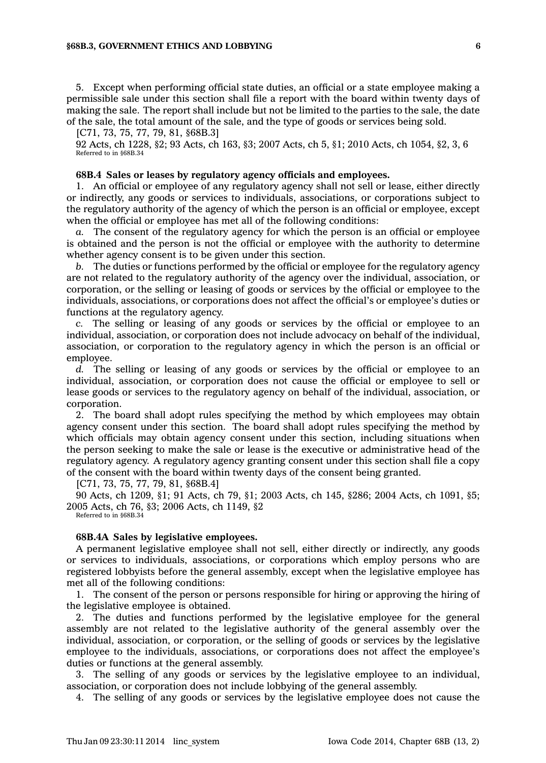5. Except when performing official state duties, an official or a state employee making a permissible sale under this section shall file a report with the board within twenty days of making the sale. The report shall include but not be limited to the parties to the sale, the date of the sale, the total amount of the sale, and the type of goods or services being sold.

[C71, 73, 75, 77, 79, 81, §68B.3]

92 Acts, ch 1228, §2; 93 Acts, ch 163, §3; 2007 Acts, ch 5, §1; 2010 Acts, ch 1054, §2, 3, 6

Referred to in §68B.34

**68B.4 Sales or leases by regulatory agency officials and employees.**

1. An official or employee of any regulatory agency shall not sell or lease, either directly or indirectly, any goods or services to individuals, associations, or corporations subject to the regulatory authority of the agency of which the person is an official or employee, except when the official or employee has met all of the following conditions:

*a.* The consent of the regulatory agency for which the person is an official or employee is obtained and the person is not the official or employee with the authority to determine whether agency consent is to be given under this section.

*b.* The duties or functions performed by the official or employee for the regulatory agency are not related to the regulatory authority of the agency over the individual, association, or corporation, or the selling or leasing of goods or services by the official or employee to the individuals, associations, or corporations does not affect the official's or employee's duties or functions at the regulatory agency.

*c.* The selling or leasing of any goods or services by the official or employee to an individual, association, or corporation does not include advocacy on behalf of the individual, association, or corporation to the regulatory agency in which the person is an official or employee.

*d.* The selling or leasing of any goods or services by the official or employee to an individual, association, or corporation does not cause the official or employee to sell or lease goods or services to the regulatory agency on behalf of the individual, association, or corporation.

2. The board shall adopt rules specifying the method by which employees may obtain agency consent under this section. The board shall adopt rules specifying the method by which officials may obtain agency consent under this section, including situations when the person seeking to make the sale or lease is the executive or administrative head of the regulatory agency. A regulatory agency granting consent under this section shall file a copy of the consent with the board within twenty days of the consent being granted.

[C71, 73, 75, 77, 79, 81, §68B.4]

90 Acts, ch 1209, §1; 91 Acts, ch 79, §1; 2003 Acts, ch 145, §286; 2004 Acts, ch 1091, §5; 2005 Acts, ch 76, §3; 2006 Acts, ch 1149, §2

Referred to in §68B.34

**68B.4A Sales by legislative employees.**

A permanent legislative employee shall not sell, either directly or indirectly, any goods or services to individuals, associations, or corporations which employ persons who are registered lobbyists before the general assembly, except when the legislative employee has met all of the following conditions:

1. The consent of the person or persons responsible for hiring or approving the hiring of the legislative employee is obtained.

2. The duties and functions performed by the legislative employee for the general assembly are not related to the legislative authority of the general assembly over the individual, association, or corporation, or the selling of goods or services by the legislative employee to the individuals, associations, or corporations does not affect the employee's duties or functions at the general assembly.

3. The selling of any goods or services by the legislative employee to an individual, association, or corporation does not include lobbying of the general assembly.

4. The selling of any goods or services by the legislative employee does not cause the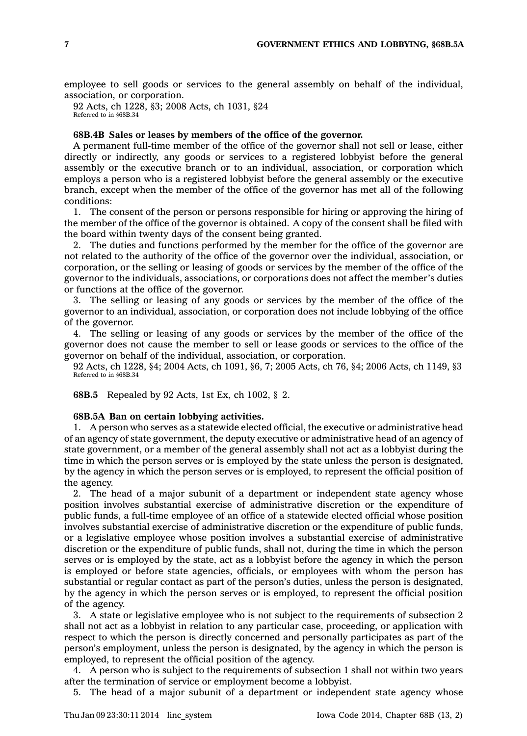employee to sell goods or services to the general assembly on behalf of the individual, association, or corporation.

92 Acts, ch 1228, §3; 2008 Acts, ch 1031, §24
Referred to in §68B.34

**68B.4B Sales or leases by members of the office of the governor.**

A permanent full-time member of the office of the governor shall not sell or lease, either directly or indirectly, any goods or services to a registered lobbyist before the general assembly or the executive branch or to an individual, association, or corporation which employs a person who is a registered lobbyist before the general assembly or the executive branch, except when the member of the office of the governor has met all of the following conditions:

1. The consent of the person or persons responsible for hiring or approving the hiring of the member of the office of the governor is obtained. A copy of the consent shall be filed with the board within twenty days of the consent being granted.

2. The duties and functions performed by the member for the office of the governor are not related to the authority of the office of the governor over the individual, association, or corporation, or the selling or leasing of goods or services by the member of the office of the governor to the individuals, associations, or corporations does not affect the member's duties or functions at the office of the governor.

3. The selling or leasing of any goods or services by the member of the office of the governor to an individual, association, or corporation does not include lobbying of the office of the governor.

4. The selling or leasing of any goods or services by the member of the office of the governor does not cause the member to sell or lease goods or services to the office of the governor on behalf of the individual, association, or corporation.

92 Acts, ch 1228, §4; 2004 Acts, ch 1091, §6, 7; 2005 Acts, ch 76, §4; 2006 Acts, ch 1149, §3
Referred to in §68B.34

**68B.5** Repealed by 92 Acts, 1st Ex, ch 1002, § 2.

**68B.5A Ban on certain lobbying activities.**

1. A person who serves as a statewide elected official, the executive or administrative head of an agency of state government, the deputy executive or administrative head of an agency of state government, or a member of the general assembly shall not act as a lobbyist during the time in which the person serves or is employed by the state unless the person is designated, by the agency in which the person serves or is employed, to represent the official position of the agency.

2. The head of a major subunit of a department or independent state agency whose position involves substantial exercise of administrative discretion or the expenditure of public funds, a full-time employee of an office of a statewide elected official whose position involves substantial exercise of administrative discretion or the expenditure of public funds, or a legislative employee whose position involves a substantial exercise of administrative discretion or the expenditure of public funds, shall not, during the time in which the person serves or is employed by the state, act as a lobbyist before the agency in which the person is employed or before state agencies, officials, or employees with whom the person has substantial or regular contact as part of the person's duties, unless the person is designated, by the agency in which the person serves or is employed, to represent the official position of the agency.

3. A state or legislative employee who is not subject to the requirements of subsection 2 shall not act as a lobbyist in relation to any particular case, proceeding, or application with respect to which the person is directly concerned and personally participates as part of the person's employment, unless the person is designated, by the agency in which the person is employed, to represent the official position of the agency.

4. A person who is subject to the requirements of subsection 1 shall not within two years after the termination of service or employment become a lobbyist.

5. The head of a major subunit of a department or independent state agency whose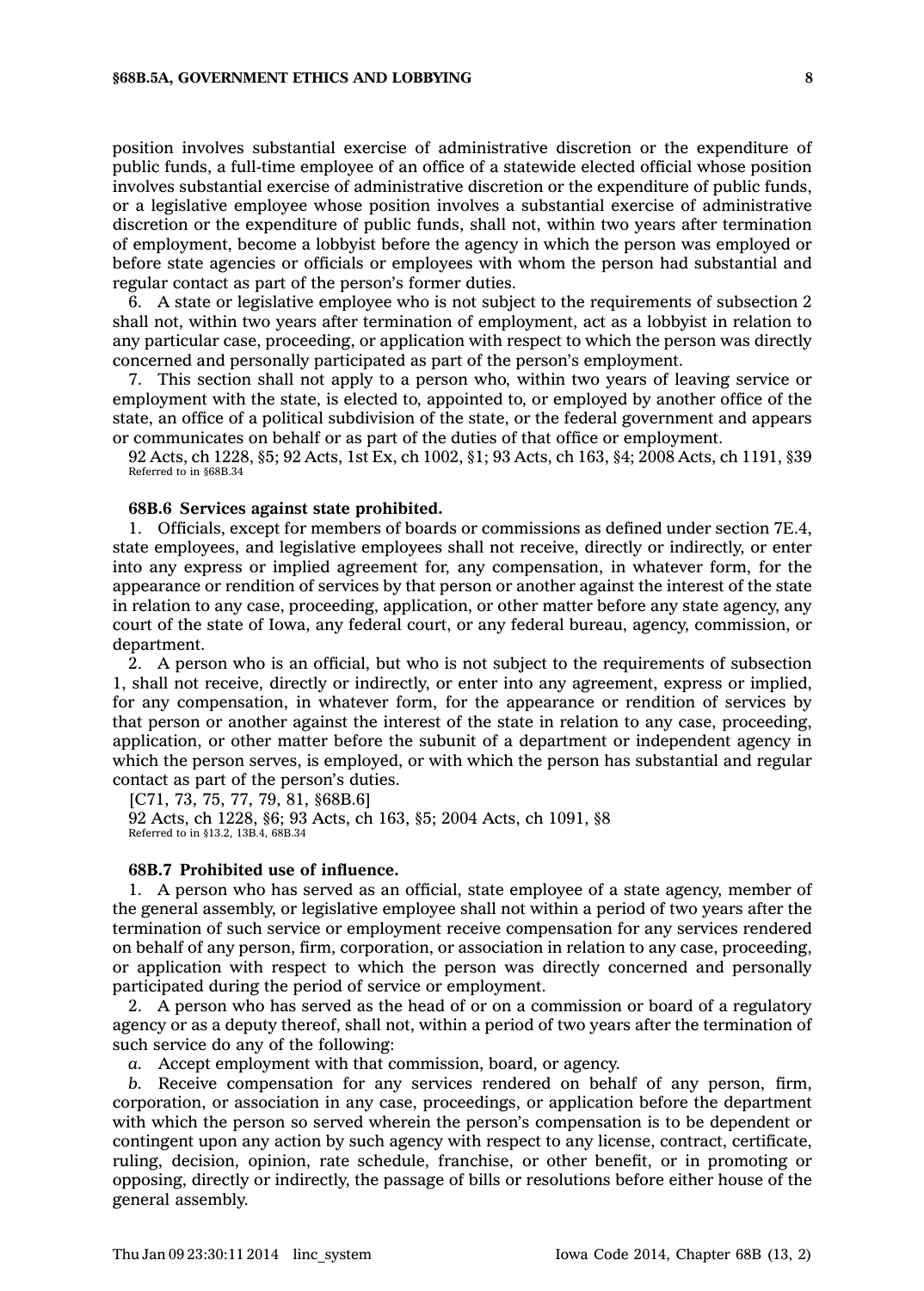position involves substantial exercise of administrative discretion or the expenditure of public funds, a full-time employee of an office of a statewide elected official whose position involves substantial exercise of administrative discretion or the expenditure of public funds, or a legislative employee whose position involves a substantial exercise of administrative discretion or the expenditure of public funds, shall not, within two years after termination of employment, become a lobbyist before the agency in which the person was employed or before state agencies or officials or employees with whom the person had substantial and regular contact as part of the person's former duties.

6. A state or legislative employee who is not subject to the requirements of subsection 2 shall not, within two years after termination of employment, act as a lobbyist in relation to any particular case, proceeding, or application with respect to which the person was directly concerned and personally participated as part of the person's employment.

7. This section shall not apply to a person who, within two years of leaving service or employment with the state, is elected to, appointed to, or employed by another office of the state, an office of a political subdivision of the state, or the federal government and appears or communicates on behalf or as part of the duties of that office or employment.

92 Acts, ch 1228, §5; 92 Acts, 1st Ex, ch 1002, §1; 93 Acts, ch 163, §4; 2008 Acts, ch 1191, §39
Referred to in §68B.34

**68B.6 Services against state prohibited.**

1. Officials, except for members of boards or commissions as defined under section 7E.4, state employees, and legislative employees shall not receive, directly or indirectly, or enter into any express or implied agreement for, any compensation, in whatever form, for the appearance or rendition of services by that person or another against the interest of the state in relation to any case, proceeding, application, or other matter before any state agency, any court of the state of Iowa, any federal court, or any federal bureau, agency, commission, or department.

2. A person who is an official, but who is not subject to the requirements of subsection 1, shall not receive, directly or indirectly, or enter into any agreement, express or implied, for any compensation, in whatever form, for the appearance or rendition of services by that person or another against the interest of the state in relation to any case, proceeding, application, or other matter before the subunit of a department or independent agency in which the person serves, is employed, or with which the person has substantial and regular contact as part of the person's duties.

[C71, 73, 75, 77, 79, 81, §68B.6]
92 Acts, ch 1228, §6; 93 Acts, ch 163, §5; 2004 Acts, ch 1091, §8
Referred to in §13.2, 13B.4, 68B.34

**68B.7 Prohibited use of influence.**

1. A person who has served as an official, state employee of a state agency, member of the general assembly, or legislative employee shall not within a period of two years after the termination of such service or employment receive compensation for any services rendered on behalf of any person, firm, corporation, or association in relation to any case, proceeding, or application with respect to which the person was directly concerned and personally participated during the period of service or employment.

2. A person who has served as the head of or on a commission or board of a regulatory agency or as a deputy thereof, shall not, within a period of two years after the termination of such service do any of the following:

*a.* Accept employment with that commission, board, or agency.

*b.* Receive compensation for any services rendered on behalf of any person, firm, corporation, or association in any case, proceedings, or application before the department with which the person so served wherein the person's compensation is to be dependent or contingent upon any action by such agency with respect to any license, contract, certificate, ruling, decision, opinion, rate schedule, franchise, or other benefit, or in promoting or opposing, directly or indirectly, the passage of bills or resolutions before either house of the general assembly.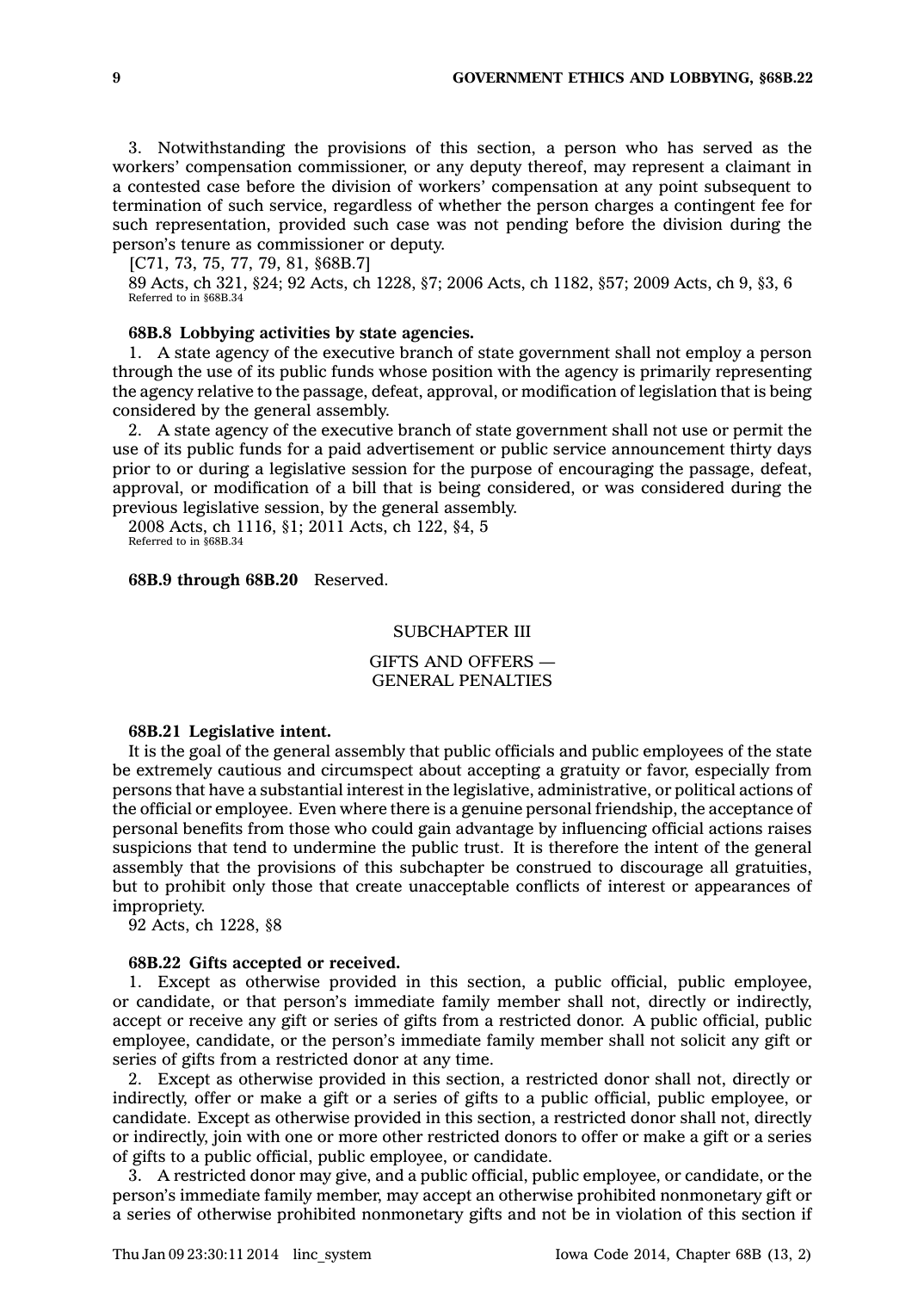3. Notwithstanding the provisions of this section, a person who has served as the workers' compensation commissioner, or any deputy thereof, may represent a claimant in a contested case before the division of workers' compensation at any point subsequent to termination of such service, regardless of whether the person charges a contingent fee for such representation, provided such case was not pending before the division during the person's tenure as commissioner or deputy.

[C71, 73, 75, 77, 79, 81, §68B.7]

89 Acts, ch 321, §24; 92 Acts, ch 1228, §7; 2006 Acts, ch 1182, §57; 2009 Acts, ch 9, §3, 6

Referred to in §68B.34

**68B.8 Lobbying activities by state agencies.**

1. A state agency of the executive branch of state government shall not employ a person through the use of its public funds whose position with the agency is primarily representing the agency relative to the passage, defeat, approval, or modification of legislation that is being considered by the general assembly.

2. A state agency of the executive branch of state government shall not use or permit the use of its public funds for a paid advertisement or public service announcement thirty days prior to or during a legislative session for the purpose of encouraging the passage, defeat, approval, or modification of a bill that is being considered, or was considered during the previous legislative session, by the general assembly.

2008 Acts, ch 1116, §1; 2011 Acts, ch 122, §4, 5

Referred to in §68B.34

**68B.9 through 68B.20** Reserved.

## SUBCHAPTER III

## GIFTS AND OFFERS — GENERAL PENALTIES

**68B.21 Legislative intent.**

It is the goal of the general assembly that public officials and public employees of the state be extremely cautious and circumspect about accepting a gratuity or favor, especially from persons that have a substantial interest in the legislative, administrative, or political actions of the official or employee. Even where there is a genuine personal friendship, the acceptance of personal benefits from those who could gain advantage by influencing official actions raises suspicions that tend to undermine the public trust. It is therefore the intent of the general assembly that the provisions of this subchapter be construed to discourage all gratuities, but to prohibit only those that create unacceptable conflicts of interest or appearances of impropriety.

92 Acts, ch 1228, §8

**68B.22 Gifts accepted or received.**

1. Except as otherwise provided in this section, a public official, public employee, or candidate, or that person's immediate family member shall not, directly or indirectly, accept or receive any gift or series of gifts from a restricted donor. A public official, public employee, candidate, or the person's immediate family member shall not solicit any gift or series of gifts from a restricted donor at any time.

2. Except as otherwise provided in this section, a restricted donor shall not, directly or indirectly, offer or make a gift or a series of gifts to a public official, public employee, or candidate. Except as otherwise provided in this section, a restricted donor shall not, directly or indirectly, join with one or more other restricted donors to offer or make a gift or a series of gifts to a public official, public employee, or candidate.

3. A restricted donor may give, and a public official, public employee, or candidate, or the person's immediate family member, may accept an otherwise prohibited nonmonetary gift or a series of otherwise prohibited nonmonetary gifts and not be in violation of this section if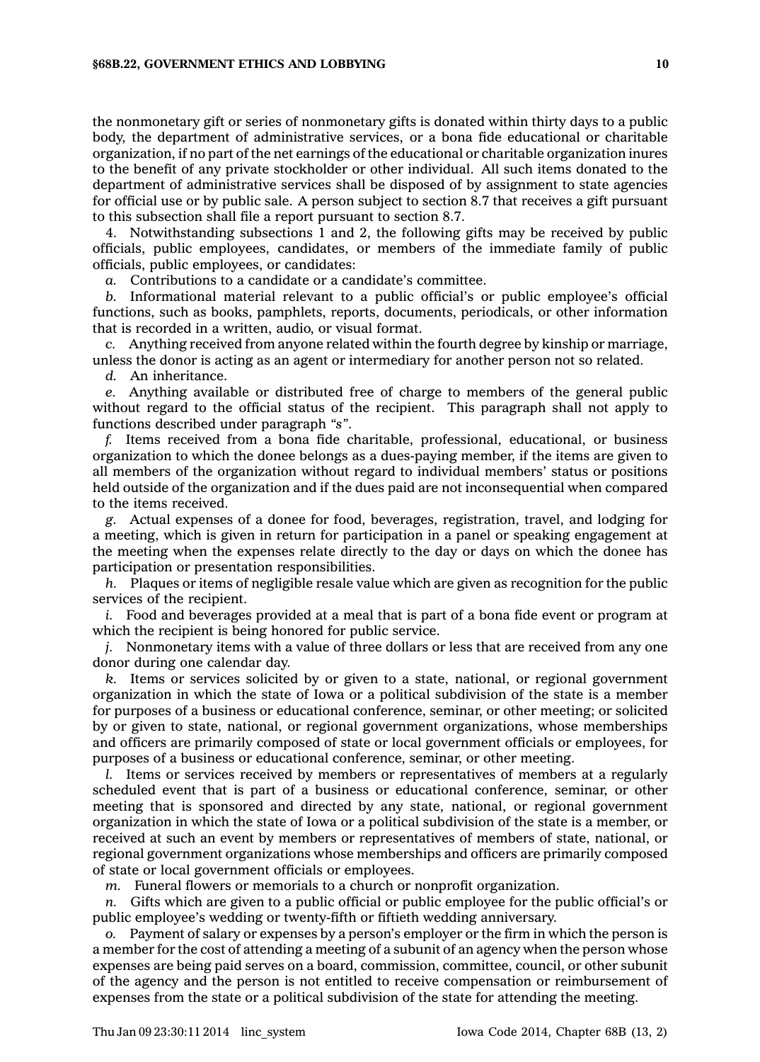the nonmonetary gift or series of nonmonetary gifts is donated within thirty days to a public body, the department of administrative services, or a bona fide educational or charitable organization, if no part of the net earnings of the educational or charitable organization inures to the benefit of any private stockholder or other individual. All such items donated to the department of administrative services shall be disposed of by assignment to state agencies for official use or by public sale. A person subject to section 8.7 that receives a gift pursuant to this subsection shall file a report pursuant to section 8.7.

4. Notwithstanding subsections 1 and 2, the following gifts may be received by public officials, public employees, candidates, or members of the immediate family of public officials, public employees, or candidates:

*a.* Contributions to a candidate or a candidate's committee.

*b.* Informational material relevant to a public official's or public employee's official functions, such as books, pamphlets, reports, documents, periodicals, or other information that is recorded in a written, audio, or visual format.

*c.* Anything received from anyone related within the fourth degree by kinship or marriage, unless the donor is acting as an agent or intermediary for another person not so related.

*d.* An inheritance.

*e.* Anything available or distributed free of charge to members of the general public without regard to the official status of the recipient. This paragraph shall not apply to functions described under paragraph *"s"*.

*f.* Items received from a bona fide charitable, professional, educational, or business organization to which the donee belongs as a dues-paying member, if the items are given to all members of the organization without regard to individual members' status or positions held outside of the organization and if the dues paid are not inconsequential when compared to the items received.

*g.* Actual expenses of a donee for food, beverages, registration, travel, and lodging for a meeting, which is given in return for participation in a panel or speaking engagement at the meeting when the expenses relate directly to the day or days on which the donee has participation or presentation responsibilities.

*h.* Plaques or items of negligible resale value which are given as recognition for the public services of the recipient.

*i.* Food and beverages provided at a meal that is part of a bona fide event or program at which the recipient is being honored for public service.

*j.* Nonmonetary items with a value of three dollars or less that are received from any one donor during one calendar day.

*k.* Items or services solicited by or given to a state, national, or regional government organization in which the state of Iowa or a political subdivision of the state is a member for purposes of a business or educational conference, seminar, or other meeting; or solicited by or given to state, national, or regional government organizations, whose memberships and officers are primarily composed of state or local government officials or employees, for purposes of a business or educational conference, seminar, or other meeting.

*l.* Items or services received by members or representatives of members at a regularly scheduled event that is part of a business or educational conference, seminar, or other meeting that is sponsored and directed by any state, national, or regional government organization in which the state of Iowa or a political subdivision of the state is a member, or received at such an event by members or representatives of members of state, national, or regional government organizations whose memberships and officers are primarily composed of state or local government officials or employees.

*m.* Funeral flowers or memorials to a church or nonprofit organization.

*n.* Gifts which are given to a public official or public employee for the public official's or public employee's wedding or twenty-fifth or fiftieth wedding anniversary.

*o.* Payment of salary or expenses by a person's employer or the firm in which the person is a member for the cost of attending a meeting of a subunit of an agency when the person whose expenses are being paid serves on a board, commission, committee, council, or other subunit of the agency and the person is not entitled to receive compensation or reimbursement of expenses from the state or a political subdivision of the state for attending the meeting.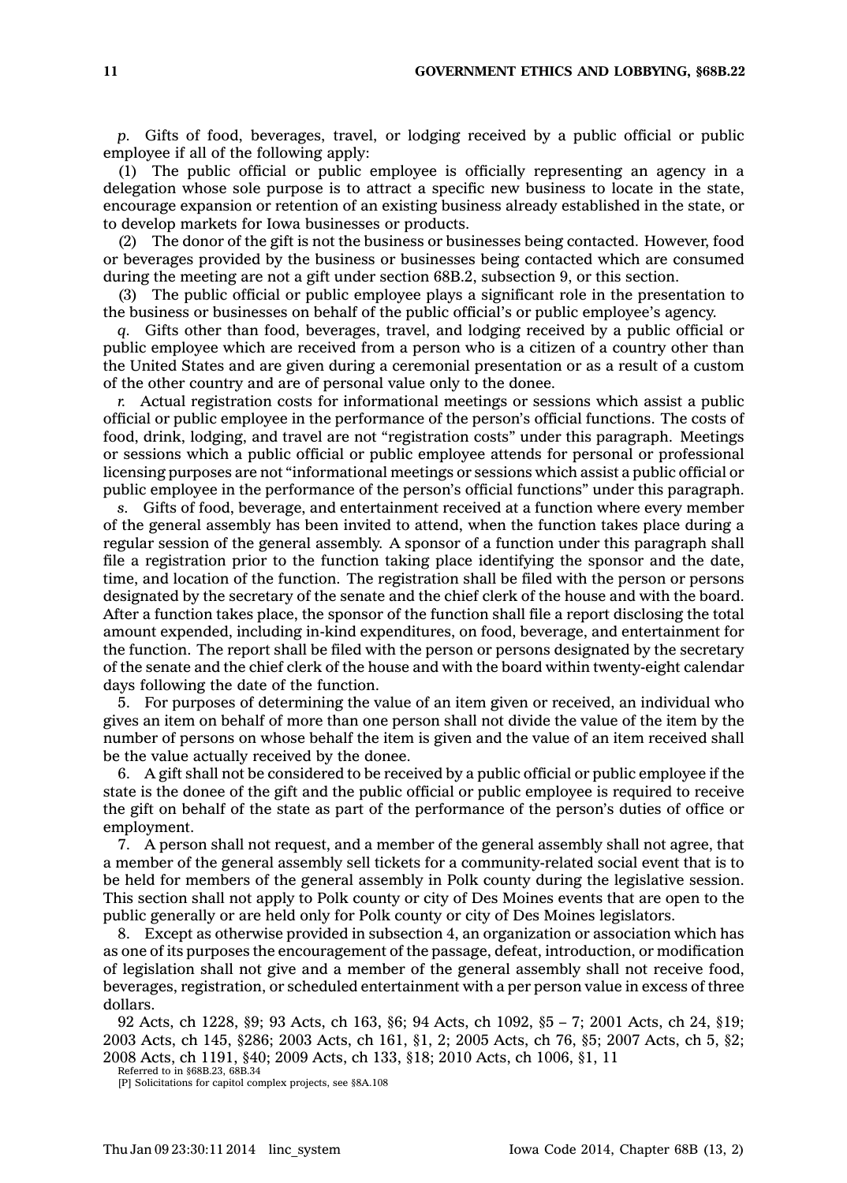*p.* Gifts of food, beverages, travel, or lodging received by a public official or public employee if all of the following apply:

(1) The public official or public employee is officially representing an agency in a delegation whose sole purpose is to attract a specific new business to locate in the state, encourage expansion or retention of an existing business already established in the state, or to develop markets for Iowa businesses or products.

(2) The donor of the gift is not the business or businesses being contacted. However, food or beverages provided by the business or businesses being contacted which are consumed during the meeting are not a gift under section 68B.2, subsection 9, or this section.

(3) The public official or public employee plays a significant role in the presentation to the business or businesses on behalf of the public official's or public employee's agency.

*q.* Gifts other than food, beverages, travel, and lodging received by a public official or public employee which are received from a person who is a citizen of a country other than the United States and are given during a ceremonial presentation or as a result of a custom of the other country and are of personal value only to the donee.

*r.* Actual registration costs for informational meetings or sessions which assist a public official or public employee in the performance of the person's official functions. The costs of food, drink, lodging, and travel are not "registration costs" under this paragraph. Meetings or sessions which a public official or public employee attends for personal or professional licensing purposes are not "informational meetings or sessions which assist a public official or public employee in the performance of the person's official functions" under this paragraph.

*s.* Gifts of food, beverage, and entertainment received at a function where every member of the general assembly has been invited to attend, when the function takes place during a regular session of the general assembly. A sponsor of a function under this paragraph shall file a registration prior to the function taking place identifying the sponsor and the date, time, and location of the function. The registration shall be filed with the person or persons designated by the secretary of the senate and the chief clerk of the house and with the board. After a function takes place, the sponsor of the function shall file a report disclosing the total amount expended, including in-kind expenditures, on food, beverage, and entertainment for the function. The report shall be filed with the person or persons designated by the secretary of the senate and the chief clerk of the house and with the board within twenty-eight calendar days following the date of the function.

5. For purposes of determining the value of an item given or received, an individual who gives an item on behalf of more than one person shall not divide the value of the item by the number of persons on whose behalf the item is given and the value of an item received shall be the value actually received by the donee.

6. A gift shall not be considered to be received by a public official or public employee if the state is the donee of the gift and the public official or public employee is required to receive the gift on behalf of the state as part of the performance of the person's duties of office or employment.

7. A person shall not request, and a member of the general assembly shall not agree, that a member of the general assembly sell tickets for a community-related social event that is to be held for members of the general assembly in Polk county during the legislative session. This section shall not apply to Polk county or city of Des Moines events that are open to the public generally or are held only for Polk county or city of Des Moines legislators.

8. Except as otherwise provided in subsection 4, an organization or association which has as one of its purposes the encouragement of the passage, defeat, introduction, or modification of legislation shall not give and a member of the general assembly shall not receive food, beverages, registration, or scheduled entertainment with a per person value in excess of three dollars.

92 Acts, ch 1228, §9; 93 Acts, ch 163, §6; 94 Acts, ch 1092, §5 – 7; 2001 Acts, ch 24, §19; 2003 Acts, ch 145, §286; 2003 Acts, ch 161, §1, 2; 2005 Acts, ch 76, §5; 2007 Acts, ch 5, §2; 2008 Acts, ch 1191, §40; 2009 Acts, ch 133, §18; 2010 Acts, ch 1006, §1, 11

Referred to in §68B.23, 68B.34

[P] Solicitations for capitol complex projects, see §8A.108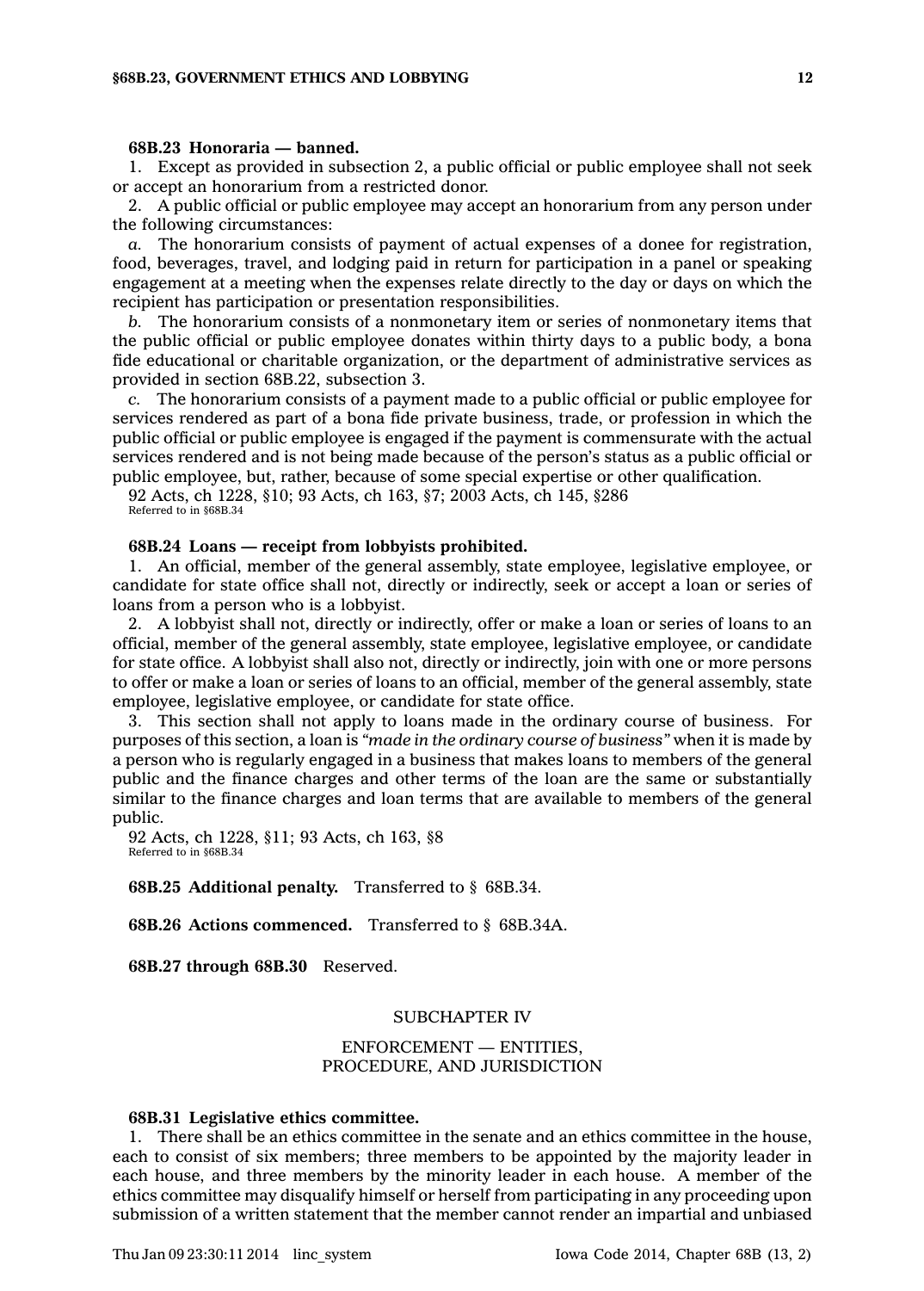**68B.23 Honoraria — banned.**

1. Except as provided in subsection 2, a public official or public employee shall not seek or accept an honorarium from a restricted donor.

2. A public official or public employee may accept an honorarium from any person under the following circumstances:

*a.* The honorarium consists of payment of actual expenses of a donee for registration, food, beverages, travel, and lodging paid in return for participation in a panel or speaking engagement at a meeting when the expenses relate directly to the day or days on which the recipient has participation or presentation responsibilities.

*b.* The honorarium consists of a nonmonetary item or series of nonmonetary items that the public official or public employee donates within thirty days to a public body, a bona fide educational or charitable organization, or the department of administrative services as provided in section 68B.22, subsection 3.

*c.* The honorarium consists of a payment made to a public official or public employee for services rendered as part of a bona fide private business, trade, or profession in which the public official or public employee is engaged if the payment is commensurate with the actual services rendered and is not being made because of the person's status as a public official or public employee, but, rather, because of some special expertise or other qualification.

92 Acts, ch 1228, §10; 93 Acts, ch 163, §7; 2003 Acts, ch 145, §286
Referred to in §68B.34

**68B.24 Loans — receipt from lobbyists prohibited.**

1. An official, member of the general assembly, state employee, legislative employee, or candidate for state office shall not, directly or indirectly, seek or accept a loan or series of loans from a person who is a lobbyist.

2. A lobbyist shall not, directly or indirectly, offer or make a loan or series of loans to an official, member of the general assembly, state employee, legislative employee, or candidate for state office. A lobbyist shall also not, directly or indirectly, join with one or more persons to offer or make a loan or series of loans to an official, member of the general assembly, state employee, legislative employee, or candidate for state office.

3. This section shall not apply to loans made in the ordinary course of business. For purposes of this section, a loan is *"made in the ordinary course of business"* when it is made by a person who is regularly engaged in a business that makes loans to members of the general public and the finance charges and other terms of the loan are the same or substantially similar to the finance charges and loan terms that are available to members of the general public.

92 Acts, ch 1228, §11; 93 Acts, ch 163, §8
Referred to in §68B.34

**68B.25 Additional penalty.** Transferred to § 68B.34.

**68B.26 Actions commenced.** Transferred to § 68B.34A.

**68B.27 through 68B.30** Reserved.

SUBCHAPTER IV

ENFORCEMENT — ENTITIES, PROCEDURE, AND JURISDICTION

**68B.31 Legislative ethics committee.**

1. There shall be an ethics committee in the senate and an ethics committee in the house, each to consist of six members; three members to be appointed by the majority leader in each house, and three members by the minority leader in each house. A member of the ethics committee may disqualify himself or herself from participating in any proceeding upon submission of a written statement that the member cannot render an impartial and unbiased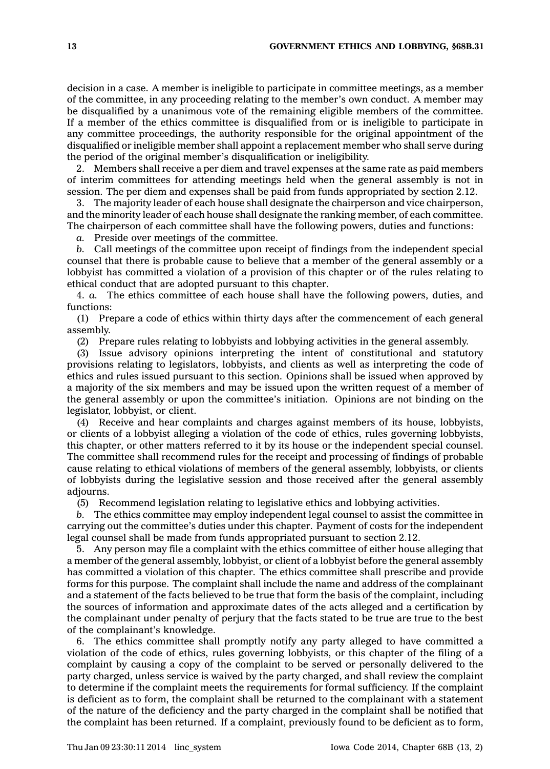decision in a case. A member is ineligible to participate in committee meetings, as a member of the committee, in any proceeding relating to the member's own conduct. A member may be disqualified by a unanimous vote of the remaining eligible members of the committee. If a member of the ethics committee is disqualified from or is ineligible to participate in any committee proceedings, the authority responsible for the original appointment of the disqualified or ineligible member shall appoint a replacement member who shall serve during the period of the original member's disqualification or ineligibility.

2. Members shall receive a per diem and travel expenses at the same rate as paid members of interim committees for attending meetings held when the general assembly is not in session. The per diem and expenses shall be paid from funds appropriated by section 2.12.

3. The majority leader of each house shall designate the chairperson and vice chairperson, and the minority leader of each house shall designate the ranking member, of each committee. The chairperson of each committee shall have the following powers, duties and functions:

*a.* Preside over meetings of the committee.

*b.* Call meetings of the committee upon receipt of findings from the independent special counsel that there is probable cause to believe that a member of the general assembly or a lobbyist has committed a violation of a provision of this chapter or of the rules relating to ethical conduct that are adopted pursuant to this chapter.

4. *a.* The ethics committee of each house shall have the following powers, duties, and functions:

(1) Prepare a code of ethics within thirty days after the commencement of each general assembly.

(2) Prepare rules relating to lobbyists and lobbying activities in the general assembly.

(3) Issue advisory opinions interpreting the intent of constitutional and statutory provisions relating to legislators, lobbyists, and clients as well as interpreting the code of ethics and rules issued pursuant to this section. Opinions shall be issued when approved by a majority of the six members and may be issued upon the written request of a member of the general assembly or upon the committee's initiation. Opinions are not binding on the legislator, lobbyist, or client.

(4) Receive and hear complaints and charges against members of its house, lobbyists, or clients of a lobbyist alleging a violation of the code of ethics, rules governing lobbyists, this chapter, or other matters referred to it by its house or the independent special counsel. The committee shall recommend rules for the receipt and processing of findings of probable cause relating to ethical violations of members of the general assembly, lobbyists, or clients of lobbyists during the legislative session and those received after the general assembly adjourns.

(5) Recommend legislation relating to legislative ethics and lobbying activities.

*b.* The ethics committee may employ independent legal counsel to assist the committee in carrying out the committee's duties under this chapter. Payment of costs for the independent legal counsel shall be made from funds appropriated pursuant to section 2.12.

5. Any person may file a complaint with the ethics committee of either house alleging that a member of the general assembly, lobbyist, or client of a lobbyist before the general assembly has committed a violation of this chapter. The ethics committee shall prescribe and provide forms for this purpose. The complaint shall include the name and address of the complainant and a statement of the facts believed to be true that form the basis of the complaint, including the sources of information and approximate dates of the acts alleged and a certification by the complainant under penalty of perjury that the facts stated to be true are true to the best of the complainant's knowledge.

6. The ethics committee shall promptly notify any party alleged to have committed a violation of the code of ethics, rules governing lobbyists, or this chapter of the filing of a complaint by causing a copy of the complaint to be served or personally delivered to the party charged, unless service is waived by the party charged, and shall review the complaint to determine if the complaint meets the requirements for formal sufficiency. If the complaint is deficient as to form, the complaint shall be returned to the complainant with a statement of the nature of the deficiency and the party charged in the complaint shall be notified that the complaint has been returned. If a complaint, previously found to be deficient as to form,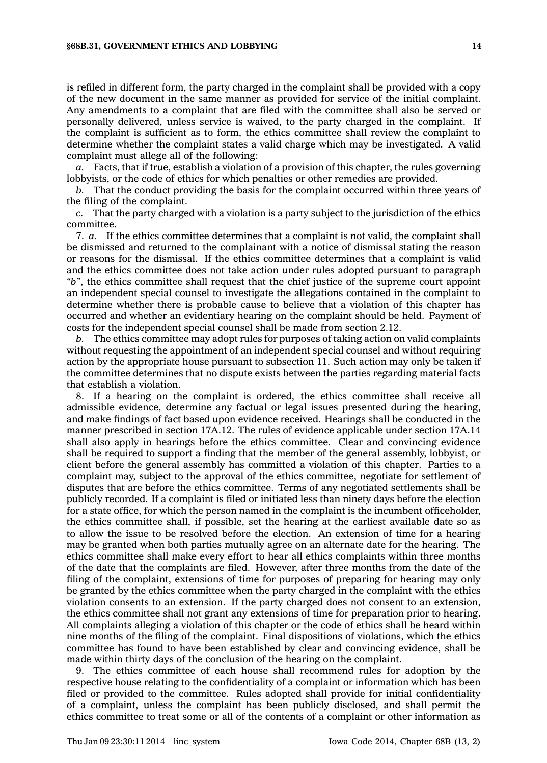is refiled in different form, the party charged in the complaint shall be provided with a copy of the new document in the same manner as provided for service of the initial complaint. Any amendments to a complaint that are filed with the committee shall also be served or personally delivered, unless service is waived, to the party charged in the complaint. If the complaint is sufficient as to form, the ethics committee shall review the complaint to determine whether the complaint states a valid charge which may be investigated. A valid complaint must allege all of the following:

*a.* Facts, that if true, establish a violation of a provision of this chapter, the rules governing lobbyists, or the code of ethics for which penalties or other remedies are provided.

*b.* That the conduct providing the basis for the complaint occurred within three years of the filing of the complaint.

*c.* That the party charged with a violation is a party subject to the jurisdiction of the ethics committee.

7. *a.* If the ethics committee determines that a complaint is not valid, the complaint shall be dismissed and returned to the complainant with a notice of dismissal stating the reason or reasons for the dismissal. If the ethics committee determines that a complaint is valid and the ethics committee does not take action under rules adopted pursuant to paragraph *"b"*, the ethics committee shall request that the chief justice of the supreme court appoint an independent special counsel to investigate the allegations contained in the complaint to determine whether there is probable cause to believe that a violation of this chapter has occurred and whether an evidentiary hearing on the complaint should be held. Payment of costs for the independent special counsel shall be made from section 2.12.

*b.* The ethics committee may adopt rules for purposes of taking action on valid complaints without requesting the appointment of an independent special counsel and without requiring action by the appropriate house pursuant to subsection 11. Such action may only be taken if the committee determines that no dispute exists between the parties regarding material facts that establish a violation.

8. If a hearing on the complaint is ordered, the ethics committee shall receive all admissible evidence, determine any factual or legal issues presented during the hearing, and make findings of fact based upon evidence received. Hearings shall be conducted in the manner prescribed in section 17A.12. The rules of evidence applicable under section 17A.14 shall also apply in hearings before the ethics committee. Clear and convincing evidence shall be required to support a finding that the member of the general assembly, lobbyist, or client before the general assembly has committed a violation of this chapter. Parties to a complaint may, subject to the approval of the ethics committee, negotiate for settlement of disputes that are before the ethics committee. Terms of any negotiated settlements shall be publicly recorded. If a complaint is filed or initiated less than ninety days before the election for a state office, for which the person named in the complaint is the incumbent officeholder, the ethics committee shall, if possible, set the hearing at the earliest available date so as to allow the issue to be resolved before the election. An extension of time for a hearing may be granted when both parties mutually agree on an alternate date for the hearing. The ethics committee shall make every effort to hear all ethics complaints within three months of the date that the complaints are filed. However, after three months from the date of the filing of the complaint, extensions of time for purposes of preparing for hearing may only be granted by the ethics committee when the party charged in the complaint with the ethics violation consents to an extension. If the party charged does not consent to an extension, the ethics committee shall not grant any extensions of time for preparation prior to hearing. All complaints alleging a violation of this chapter or the code of ethics shall be heard within nine months of the filing of the complaint. Final dispositions of violations, which the ethics committee has found to have been established by clear and convincing evidence, shall be made within thirty days of the conclusion of the hearing on the complaint.

9. The ethics committee of each house shall recommend rules for adoption by the respective house relating to the confidentiality of a complaint or information which has been filed or provided to the committee. Rules adopted shall provide for initial confidentiality of a complaint, unless the complaint has been publicly disclosed, and shall permit the ethics committee to treat some or all of the contents of a complaint or other information as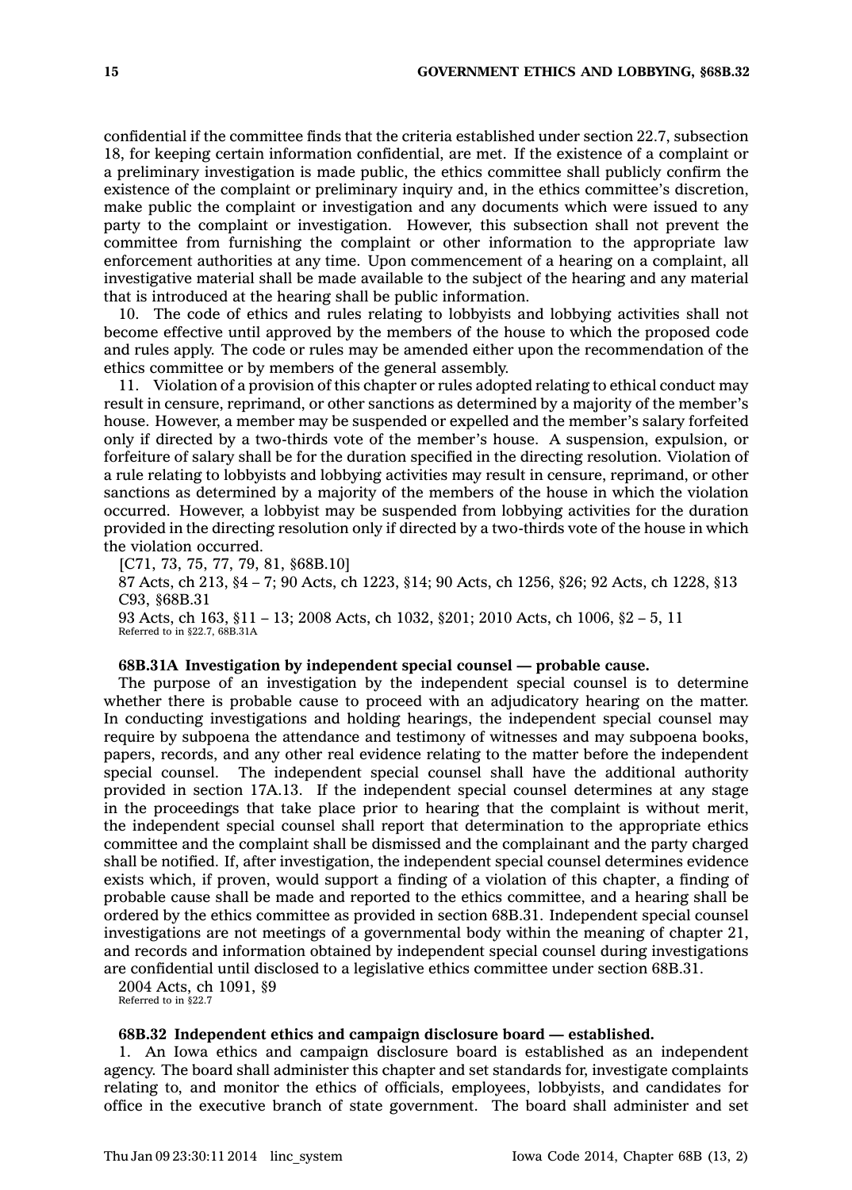confidential if the committee finds that the criteria established under section 22.7, subsection 18, for keeping certain information confidential, are met. If the existence of a complaint or a preliminary investigation is made public, the ethics committee shall publicly confirm the existence of the complaint or preliminary inquiry and, in the ethics committee's discretion, make public the complaint or investigation and any documents which were issued to any party to the complaint or investigation. However, this subsection shall not prevent the committee from furnishing the complaint or other information to the appropriate law enforcement authorities at any time. Upon commencement of a hearing on a complaint, all investigative material shall be made available to the subject of the hearing and any material that is introduced at the hearing shall be public information.

10. The code of ethics and rules relating to lobbyists and lobbying activities shall not become effective until approved by the members of the house to which the proposed code and rules apply. The code or rules may be amended either upon the recommendation of the ethics committee or by members of the general assembly.

11. Violation of a provision of this chapter or rules adopted relating to ethical conduct may result in censure, reprimand, or other sanctions as determined by a majority of the member's house. However, a member may be suspended or expelled and the member's salary forfeited only if directed by a two-thirds vote of the member's house. A suspension, expulsion, or forfeiture of salary shall be for the duration specified in the directing resolution. Violation of a rule relating to lobbyists and lobbying activities may result in censure, reprimand, or other sanctions as determined by a majority of the members of the house in which the violation occurred. However, a lobbyist may be suspended from lobbying activities for the duration provided in the directing resolution only if directed by a two-thirds vote of the house in which the violation occurred.

[C71, 73, 75, 77, 79, 81, §68B.10]

87 Acts, ch 213, §4 – 7; 90 Acts, ch 1223, §14; 90 Acts, ch 1256, §26; 92 Acts, ch 1228, §13
C93, §68B.31

93 Acts, ch 163, §11 – 13; 2008 Acts, ch 1032, §201; 2010 Acts, ch 1006, §2 – 5, 11

Referred to in §22.7, 68B.31A

**68B.31A Investigation by independent special counsel — probable cause.**

The purpose of an investigation by the independent special counsel is to determine whether there is probable cause to proceed with an adjudicatory hearing on the matter. In conducting investigations and holding hearings, the independent special counsel may require by subpoena the attendance and testimony of witnesses and may subpoena books, papers, records, and any other real evidence relating to the matter before the independent special counsel. The independent special counsel shall have the additional authority provided in section 17A.13. If the independent special counsel determines at any stage in the proceedings that take place prior to hearing that the complaint is without merit, the independent special counsel shall report that determination to the appropriate ethics committee and the complaint shall be dismissed and the complainant and the party charged shall be notified. If, after investigation, the independent special counsel determines evidence exists which, if proven, would support a finding of a violation of this chapter, a finding of probable cause shall be made and reported to the ethics committee, and a hearing shall be ordered by the ethics committee as provided in section 68B.31. Independent special counsel investigations are not meetings of a governmental body within the meaning of chapter 21, and records and information obtained by independent special counsel during investigations are confidential until disclosed to a legislative ethics committee under section 68B.31.

2004 Acts, ch 1091, §9

Referred to in §22.7

**68B.32 Independent ethics and campaign disclosure board — established.**

1. An Iowa ethics and campaign disclosure board is established as an independent agency. The board shall administer this chapter and set standards for, investigate complaints relating to, and monitor the ethics of officials, employees, lobbyists, and candidates for office in the executive branch of state government. The board shall administer and set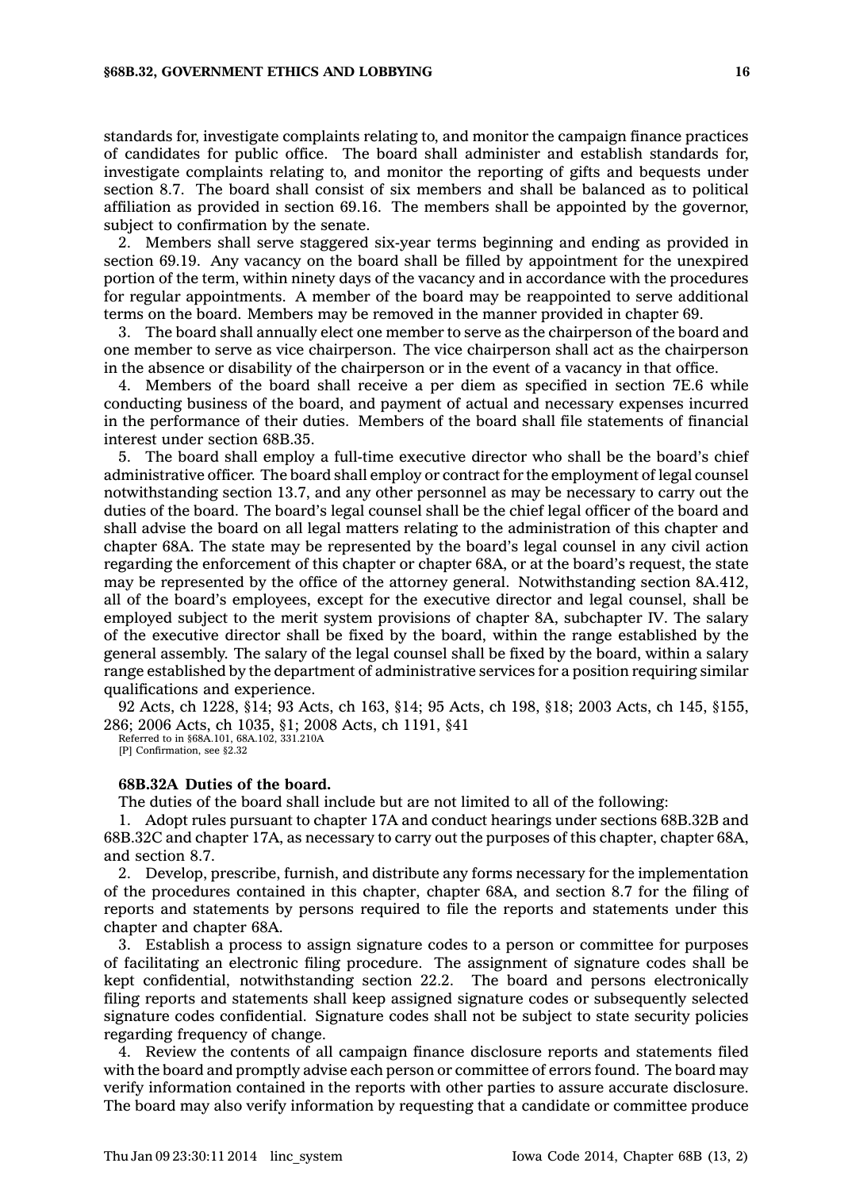standards for, investigate complaints relating to, and monitor the campaign finance practices of candidates for public office. The board shall administer and establish standards for, investigate complaints relating to, and monitor the reporting of gifts and bequests under section 8.7. The board shall consist of six members and shall be balanced as to political affiliation as provided in section 69.16. The members shall be appointed by the governor, subject to confirmation by the senate.

2. Members shall serve staggered six-year terms beginning and ending as provided in section 69.19. Any vacancy on the board shall be filled by appointment for the unexpired portion of the term, within ninety days of the vacancy and in accordance with the procedures for regular appointments. A member of the board may be reappointed to serve additional terms on the board. Members may be removed in the manner provided in chapter 69.

3. The board shall annually elect one member to serve as the chairperson of the board and one member to serve as vice chairperson. The vice chairperson shall act as the chairperson in the absence or disability of the chairperson or in the event of a vacancy in that office.

4. Members of the board shall receive a per diem as specified in section 7E.6 while conducting business of the board, and payment of actual and necessary expenses incurred in the performance of their duties. Members of the board shall file statements of financial interest under section 68B.35.

5. The board shall employ a full-time executive director who shall be the board's chief administrative officer. The board shall employ or contract for the employment of legal counsel notwithstanding section 13.7, and any other personnel as may be necessary to carry out the duties of the board. The board's legal counsel shall be the chief legal officer of the board and shall advise the board on all legal matters relating to the administration of this chapter and chapter 68A. The state may be represented by the board's legal counsel in any civil action regarding the enforcement of this chapter or chapter 68A, or at the board's request, the state may be represented by the office of the attorney general. Notwithstanding section 8A.412, all of the board's employees, except for the executive director and legal counsel, shall be employed subject to the merit system provisions of chapter 8A, subchapter IV. The salary of the executive director shall be fixed by the board, within the range established by the general assembly. The salary of the legal counsel shall be fixed by the board, within a salary range established by the department of administrative services for a position requiring similar qualifications and experience.

92 Acts, ch 1228, §14; 93 Acts, ch 163, §14; 95 Acts, ch 198, §18; 2003 Acts, ch 145, §155, 286; 2006 Acts, ch 1035, §1; 2008 Acts, ch 1191, §41

Referred to in §68A.101, 68A.102, 331.210A

[P] Confirmation, see §2.32

**68B.32A Duties of the board.**

The duties of the board shall include but are not limited to all of the following:

1. Adopt rules pursuant to chapter 17A and conduct hearings under sections 68B.32B and 68B.32C and chapter 17A, as necessary to carry out the purposes of this chapter, chapter 68A, and section 8.7.

2. Develop, prescribe, furnish, and distribute any forms necessary for the implementation of the procedures contained in this chapter, chapter 68A, and section 8.7 for the filing of reports and statements by persons required to file the reports and statements under this chapter and chapter 68A.

3. Establish a process to assign signature codes to a person or committee for purposes of facilitating an electronic filing procedure. The assignment of signature codes shall be kept confidential, notwithstanding section 22.2. The board and persons electronically filing reports and statements shall keep assigned signature codes or subsequently selected signature codes confidential. Signature codes shall not be subject to state security policies regarding frequency of change.

4. Review the contents of all campaign finance disclosure reports and statements filed with the board and promptly advise each person or committee of errors found. The board may verify information contained in the reports with other parties to assure accurate disclosure. The board may also verify information by requesting that a candidate or committee produce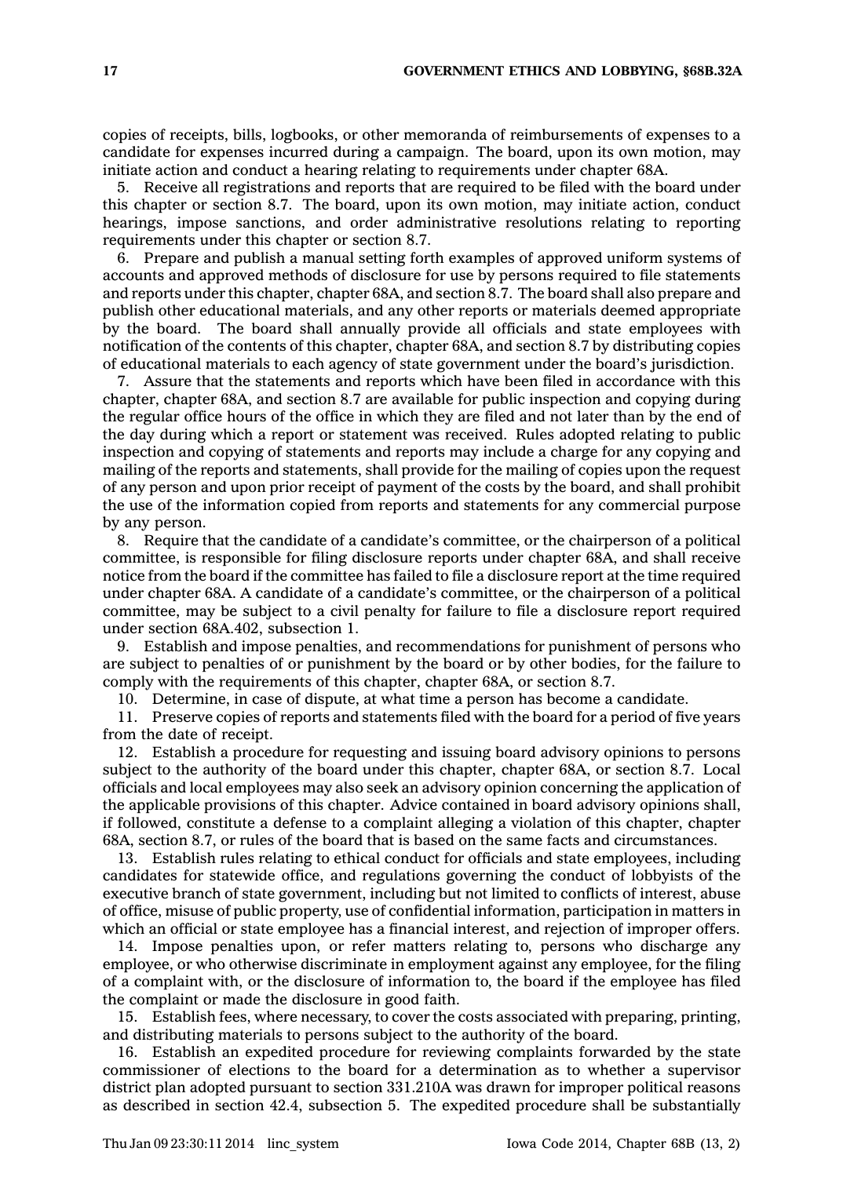copies of receipts, bills, logbooks, or other memoranda of reimbursements of expenses to a candidate for expenses incurred during a campaign. The board, upon its own motion, may initiate action and conduct a hearing relating to requirements under chapter 68A.

5. Receive all registrations and reports that are required to be filed with the board under this chapter or section 8.7. The board, upon its own motion, may initiate action, conduct hearings, impose sanctions, and order administrative resolutions relating to reporting requirements under this chapter or section 8.7.

6. Prepare and publish a manual setting forth examples of approved uniform systems of accounts and approved methods of disclosure for use by persons required to file statements and reports under this chapter, chapter 68A, and section 8.7. The board shall also prepare and publish other educational materials, and any other reports or materials deemed appropriate by the board. The board shall annually provide all officials and state employees with notification of the contents of this chapter, chapter 68A, and section 8.7 by distributing copies of educational materials to each agency of state government under the board's jurisdiction.

7. Assure that the statements and reports which have been filed in accordance with this chapter, chapter 68A, and section 8.7 are available for public inspection and copying during the regular office hours of the office in which they are filed and not later than by the end of the day during which a report or statement was received. Rules adopted relating to public inspection and copying of statements and reports may include a charge for any copying and mailing of the reports and statements, shall provide for the mailing of copies upon the request of any person and upon prior receipt of payment of the costs by the board, and shall prohibit the use of the information copied from reports and statements for any commercial purpose by any person.

8. Require that the candidate of a candidate's committee, or the chairperson of a political committee, is responsible for filing disclosure reports under chapter 68A, and shall receive notice from the board if the committee has failed to file a disclosure report at the time required under chapter 68A. A candidate of a candidate's committee, or the chairperson of a political committee, may be subject to a civil penalty for failure to file a disclosure report required under section 68A.402, subsection 1.

9. Establish and impose penalties, and recommendations for punishment of persons who are subject to penalties of or punishment by the board or by other bodies, for the failure to comply with the requirements of this chapter, chapter 68A, or section 8.7.

10. Determine, in case of dispute, at what time a person has become a candidate.

11. Preserve copies of reports and statements filed with the board for a period of five years from the date of receipt.

12. Establish a procedure for requesting and issuing board advisory opinions to persons subject to the authority of the board under this chapter, chapter 68A, or section 8.7. Local officials and local employees may also seek an advisory opinion concerning the application of the applicable provisions of this chapter. Advice contained in board advisory opinions shall, if followed, constitute a defense to a complaint alleging a violation of this chapter, chapter 68A, section 8.7, or rules of the board that is based on the same facts and circumstances.

13. Establish rules relating to ethical conduct for officials and state employees, including candidates for statewide office, and regulations governing the conduct of lobbyists of the executive branch of state government, including but not limited to conflicts of interest, abuse of office, misuse of public property, use of confidential information, participation in matters in which an official or state employee has a financial interest, and rejection of improper offers.

14. Impose penalties upon, or refer matters relating to, persons who discharge any employee, or who otherwise discriminate in employment against any employee, for the filing of a complaint with, or the disclosure of information to, the board if the employee has filed the complaint or made the disclosure in good faith.

15. Establish fees, where necessary, to cover the costs associated with preparing, printing, and distributing materials to persons subject to the authority of the board.

16. Establish an expedited procedure for reviewing complaints forwarded by the state commissioner of elections to the board for a determination as to whether a supervisor district plan adopted pursuant to section 331.210A was drawn for improper political reasons as described in section 42.4, subsection 5. The expedited procedure shall be substantially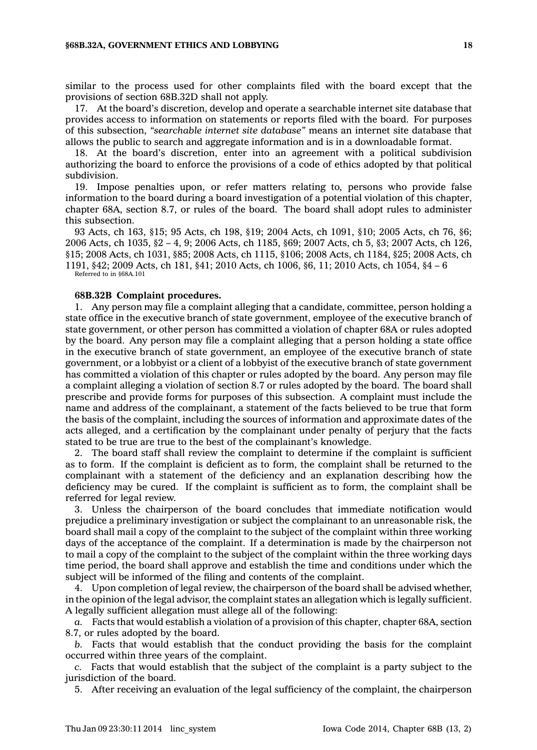similar to the process used for other complaints filed with the board except that the provisions of section 68B.32D shall not apply.

17. At the board's discretion, develop and operate a searchable internet site database that provides access to information on statements or reports filed with the board. For purposes of this subsection, *"searchable internet site database"* means an internet site database that allows the public to search and aggregate information and is in a downloadable format.

18. At the board's discretion, enter into an agreement with a political subdivision authorizing the board to enforce the provisions of a code of ethics adopted by that political subdivision.

19. Impose penalties upon, or refer matters relating to, persons who provide false information to the board during a board investigation of a potential violation of this chapter, chapter 68A, section 8.7, or rules of the board. The board shall adopt rules to administer this subsection.

93 Acts, ch 163, §15; 95 Acts, ch 198, §19; 2004 Acts, ch 1091, §10; 2005 Acts, ch 76, §6; 2006 Acts, ch 1035, §2 – 4, 9; 2006 Acts, ch 1185, §69; 2007 Acts, ch 5, §3; 2007 Acts, ch 126, §15; 2008 Acts, ch 1031, §85; 2008 Acts, ch 1115, §106; 2008 Acts, ch 1184, §25; 2008 Acts, ch 1191, §42; 2009 Acts, ch 181, §41; 2010 Acts, ch 1006, §6, 11; 2010 Acts, ch 1054, §4 – 6

Referred to in §68A.101

**68B.32B Complaint procedures.**

1. Any person may file a complaint alleging that a candidate, committee, person holding a state office in the executive branch of state government, employee of the executive branch of state government, or other person has committed a violation of chapter 68A or rules adopted by the board. Any person may file a complaint alleging that a person holding a state office in the executive branch of state government, an employee of the executive branch of state government, or a lobbyist or a client of a lobbyist of the executive branch of state government has committed a violation of this chapter or rules adopted by the board. Any person may file a complaint alleging a violation of section 8.7 or rules adopted by the board. The board shall prescribe and provide forms for purposes of this subsection. A complaint must include the name and address of the complainant, a statement of the facts believed to be true that form the basis of the complaint, including the sources of information and approximate dates of the acts alleged, and a certification by the complainant under penalty of perjury that the facts stated to be true are true to the best of the complainant's knowledge.

2. The board staff shall review the complaint to determine if the complaint is sufficient as to form. If the complaint is deficient as to form, the complaint shall be returned to the complainant with a statement of the deficiency and an explanation describing how the deficiency may be cured. If the complaint is sufficient as to form, the complaint shall be referred for legal review.

3. Unless the chairperson of the board concludes that immediate notification would prejudice a preliminary investigation or subject the complainant to an unreasonable risk, the board shall mail a copy of the complaint to the subject of the complaint within three working days of the acceptance of the complaint. If a determination is made by the chairperson not to mail a copy of the complaint to the subject of the complaint within the three working days time period, the board shall approve and establish the time and conditions under which the subject will be informed of the filing and contents of the complaint.

4. Upon completion of legal review, the chairperson of the board shall be advised whether, in the opinion of the legal advisor, the complaint states an allegation which is legally sufficient. A legally sufficient allegation must allege all of the following:

*a.* Facts that would establish a violation of a provision of this chapter, chapter 68A, section 8.7, or rules adopted by the board.

*b.* Facts that would establish that the conduct providing the basis for the complaint occurred within three years of the complaint.

*c.* Facts that would establish that the subject of the complaint is a party subject to the jurisdiction of the board.

5. After receiving an evaluation of the legal sufficiency of the complaint, the chairperson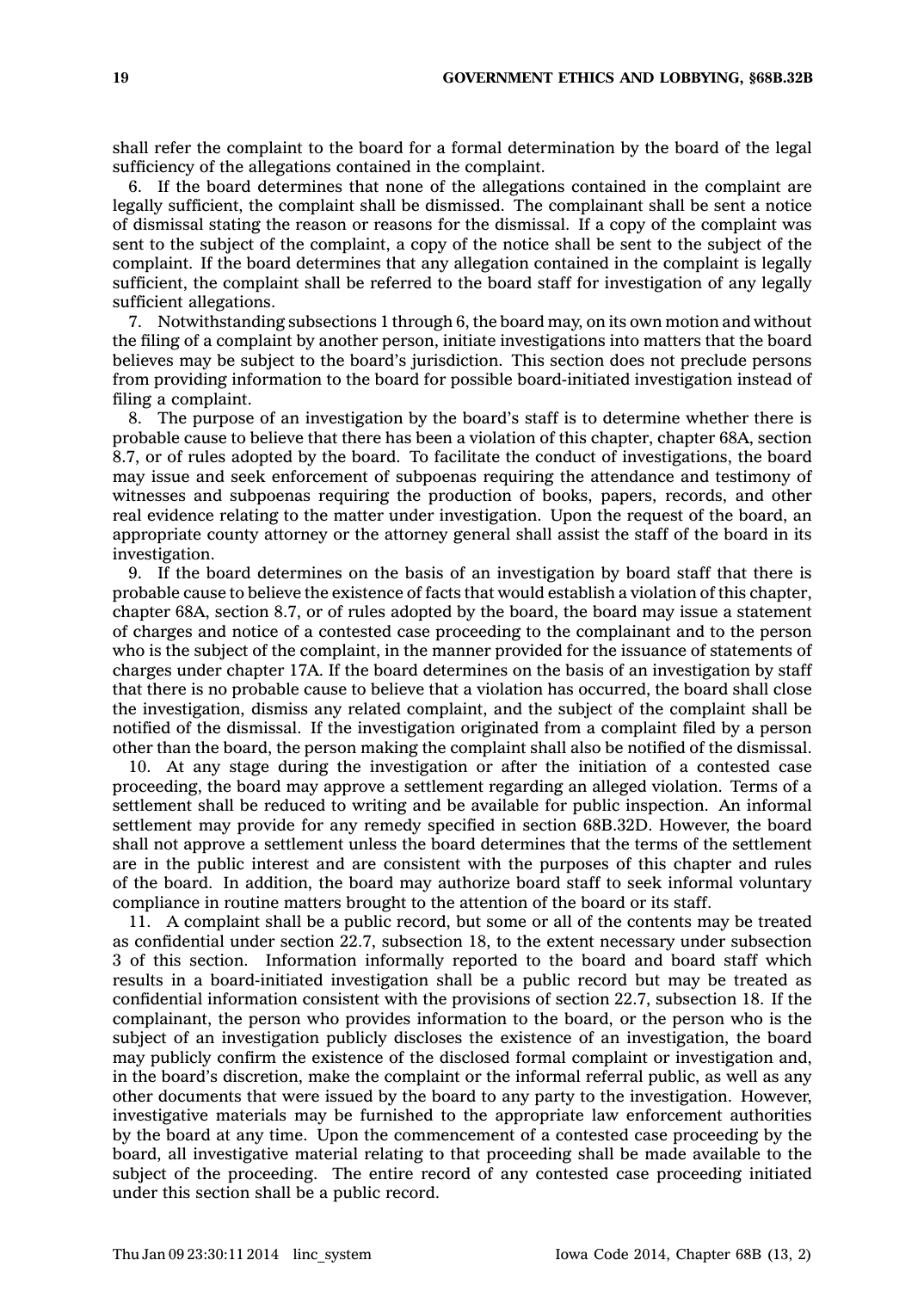shall refer the complaint to the board for a formal determination by the board of the legal sufficiency of the allegations contained in the complaint.

6. If the board determines that none of the allegations contained in the complaint are legally sufficient, the complaint shall be dismissed. The complainant shall be sent a notice of dismissal stating the reason or reasons for the dismissal. If a copy of the complaint was sent to the subject of the complaint, a copy of the notice shall be sent to the subject of the complaint. If the board determines that any allegation contained in the complaint is legally sufficient, the complaint shall be referred to the board staff for investigation of any legally sufficient allegations.

7. Notwithstanding subsections 1 through 6, the board may, on its own motion and without the filing of a complaint by another person, initiate investigations into matters that the board believes may be subject to the board's jurisdiction. This section does not preclude persons from providing information to the board for possible board-initiated investigation instead of filing a complaint.

8. The purpose of an investigation by the board's staff is to determine whether there is probable cause to believe that there has been a violation of this chapter, chapter 68A, section 8.7, or of rules adopted by the board. To facilitate the conduct of investigations, the board may issue and seek enforcement of subpoenas requiring the attendance and testimony of witnesses and subpoenas requiring the production of books, papers, records, and other real evidence relating to the matter under investigation. Upon the request of the board, an appropriate county attorney or the attorney general shall assist the staff of the board in its investigation.

9. If the board determines on the basis of an investigation by board staff that there is probable cause to believe the existence of facts that would establish a violation of this chapter, chapter 68A, section 8.7, or of rules adopted by the board, the board may issue a statement of charges and notice of a contested case proceeding to the complainant and to the person who is the subject of the complaint, in the manner provided for the issuance of statements of charges under chapter 17A. If the board determines on the basis of an investigation by staff that there is no probable cause to believe that a violation has occurred, the board shall close the investigation, dismiss any related complaint, and the subject of the complaint shall be notified of the dismissal. If the investigation originated from a complaint filed by a person other than the board, the person making the complaint shall also be notified of the dismissal.

10. At any stage during the investigation or after the initiation of a contested case proceeding, the board may approve a settlement regarding an alleged violation. Terms of a settlement shall be reduced to writing and be available for public inspection. An informal settlement may provide for any remedy specified in section 68B.32D. However, the board shall not approve a settlement unless the board determines that the terms of the settlement are in the public interest and are consistent with the purposes of this chapter and rules of the board. In addition, the board may authorize board staff to seek informal voluntary compliance in routine matters brought to the attention of the board or its staff.

11. A complaint shall be a public record, but some or all of the contents may be treated as confidential under section 22.7, subsection 18, to the extent necessary under subsection 3 of this section. Information informally reported to the board and board staff which results in a board-initiated investigation shall be a public record but may be treated as confidential information consistent with the provisions of section 22.7, subsection 18. If the complainant, the person who provides information to the board, or the person who is the subject of an investigation publicly discloses the existence of an investigation, the board may publicly confirm the existence of the disclosed formal complaint or investigation and, in the board's discretion, make the complaint or the informal referral public, as well as any other documents that were issued by the board to any party to the investigation. However, investigative materials may be furnished to the appropriate law enforcement authorities by the board at any time. Upon the commencement of a contested case proceeding by the board, all investigative material relating to that proceeding shall be made available to the subject of the proceeding. The entire record of any contested case proceeding initiated under this section shall be a public record.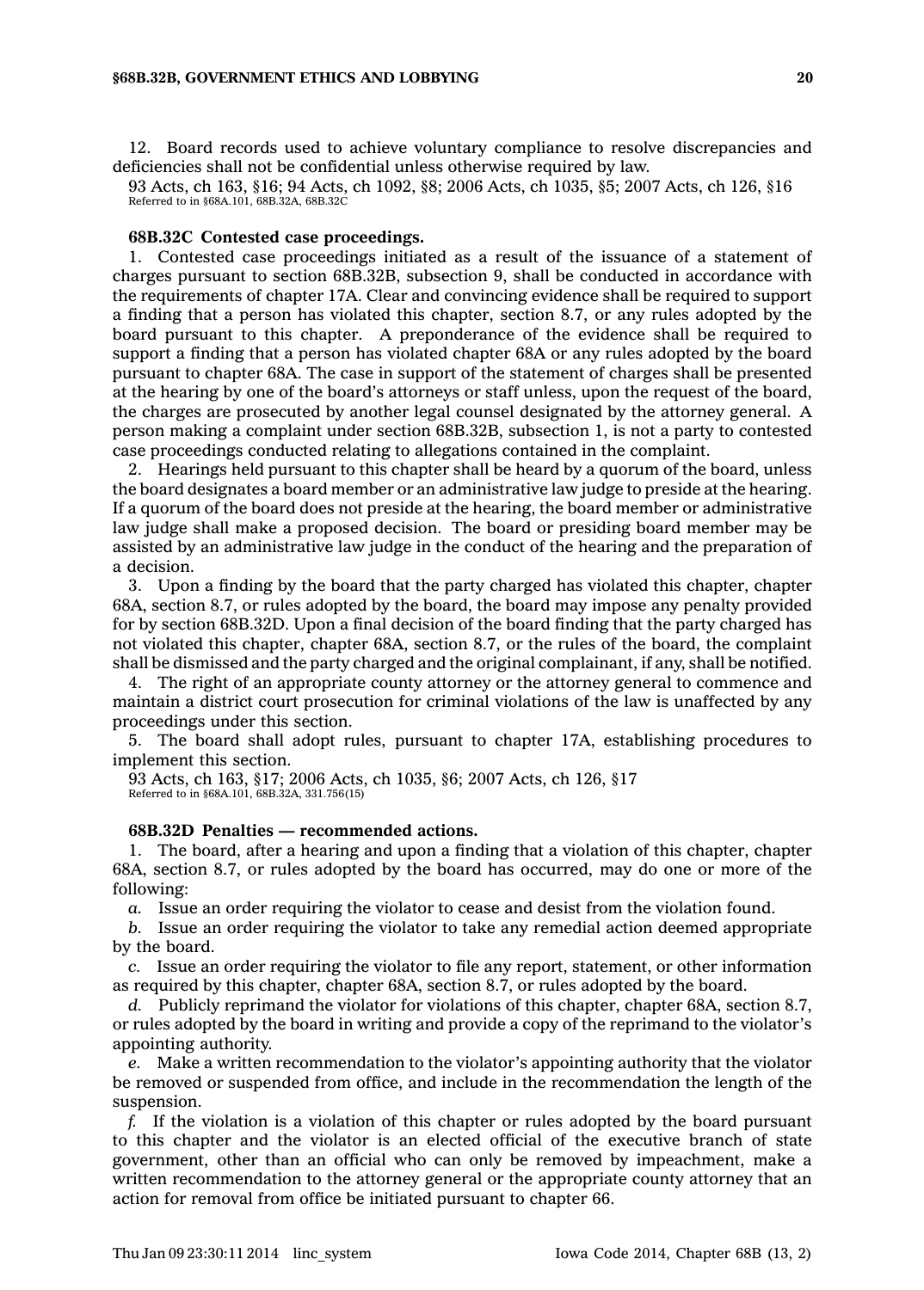12. Board records used to achieve voluntary compliance to resolve discrepancies and deficiencies shall not be confidential unless otherwise required by law.

93 Acts, ch 163, §16; 94 Acts, ch 1092, §8; 2006 Acts, ch 1035, §5; 2007 Acts, ch 126, §16
Referred to in §68A.101, 68B.32A, 68B.32C

**68B.32C Contested case proceedings.**

1. Contested case proceedings initiated as a result of the issuance of a statement of charges pursuant to section 68B.32B, subsection 9, shall be conducted in accordance with the requirements of chapter 17A. Clear and convincing evidence shall be required to support a finding that a person has violated this chapter, section 8.7, or any rules adopted by the board pursuant to this chapter. A preponderance of the evidence shall be required to support a finding that a person has violated chapter 68A or any rules adopted by the board pursuant to chapter 68A. The case in support of the statement of charges shall be presented at the hearing by one of the board's attorneys or staff unless, upon the request of the board, the charges are prosecuted by another legal counsel designated by the attorney general. A person making a complaint under section 68B.32B, subsection 1, is not a party to contested case proceedings conducted relating to allegations contained in the complaint.

2. Hearings held pursuant to this chapter shall be heard by a quorum of the board, unless the board designates a board member or an administrative law judge to preside at the hearing. If a quorum of the board does not preside at the hearing, the board member or administrative law judge shall make a proposed decision. The board or presiding board member may be assisted by an administrative law judge in the conduct of the hearing and the preparation of a decision.

3. Upon a finding by the board that the party charged has violated this chapter, chapter 68A, section 8.7, or rules adopted by the board, the board may impose any penalty provided for by section 68B.32D. Upon a final decision of the board finding that the party charged has not violated this chapter, chapter 68A, section 8.7, or the rules of the board, the complaint shall be dismissed and the party charged and the original complainant, if any, shall be notified.

4. The right of an appropriate county attorney or the attorney general to commence and maintain a district court prosecution for criminal violations of the law is unaffected by any proceedings under this section.

5. The board shall adopt rules, pursuant to chapter 17A, establishing procedures to implement this section.

93 Acts, ch 163, §17; 2006 Acts, ch 1035, §6; 2007 Acts, ch 126, §17
Referred to in §68A.101, 68B.32A, 331.756(15)

**68B.32D Penalties — recommended actions.**

1. The board, after a hearing and upon a finding that a violation of this chapter, chapter 68A, section 8.7, or rules adopted by the board has occurred, may do one or more of the following:

*a.* Issue an order requiring the violator to cease and desist from the violation found.

*b.* Issue an order requiring the violator to take any remedial action deemed appropriate by the board.

*c.* Issue an order requiring the violator to file any report, statement, or other information as required by this chapter, chapter 68A, section 8.7, or rules adopted by the board.

*d.* Publicly reprimand the violator for violations of this chapter, chapter 68A, section 8.7, or rules adopted by the board in writing and provide a copy of the reprimand to the violator's appointing authority.

*e.* Make a written recommendation to the violator's appointing authority that the violator be removed or suspended from office, and include in the recommendation the length of the suspension.

*f.* If the violation is a violation of this chapter or rules adopted by the board pursuant to this chapter and the violator is an elected official of the executive branch of state government, other than an official who can only be removed by impeachment, make a written recommendation to the attorney general or the appropriate county attorney that an action for removal from office be initiated pursuant to chapter 66.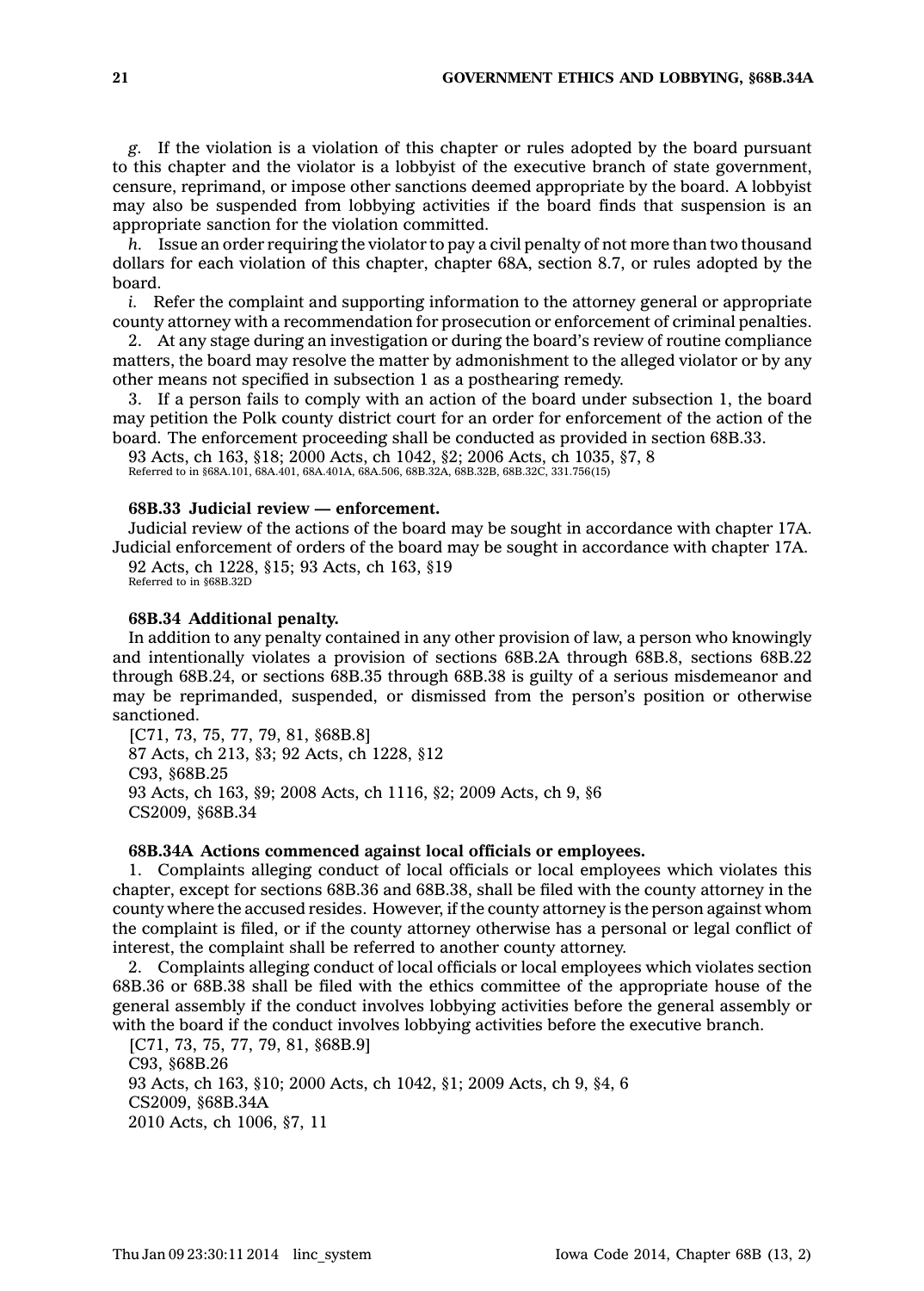*g.* If the violation is a violation of this chapter or rules adopted by the board pursuant to this chapter and the violator is a lobbyist of the executive branch of state government, censure, reprimand, or impose other sanctions deemed appropriate by the board. A lobbyist may also be suspended from lobbying activities if the board finds that suspension is an appropriate sanction for the violation committed.

*h.* Issue an order requiring the violator to pay a civil penalty of not more than two thousand dollars for each violation of this chapter, chapter 68A, section 8.7, or rules adopted by the board.

*i.* Refer the complaint and supporting information to the attorney general or appropriate county attorney with a recommendation for prosecution or enforcement of criminal penalties.

2. At any stage during an investigation or during the board's review of routine compliance matters, the board may resolve the matter by admonishment to the alleged violator or by any other means not specified in subsection 1 as a posthearing remedy.

3. If a person fails to comply with an action of the board under subsection 1, the board may petition the Polk county district court for an order for enforcement of the action of the board. The enforcement proceeding shall be conducted as provided in section 68B.33.

93 Acts, ch 163, §18; 2000 Acts, ch 1042, §2; 2006 Acts, ch 1035, §7, 8
Referred to in §68A.101, 68A.401, 68A.401A, 68A.506, 68B.32A, 68B.32B, 68B.32C, 331.756(15)

**68B.33 Judicial review — enforcement.**

Judicial review of the actions of the board may be sought in accordance with chapter 17A. Judicial enforcement of orders of the board may be sought in accordance with chapter 17A.

92 Acts, ch 1228, §15; 93 Acts, ch 163, §19
Referred to in §68B.32D

**68B.34 Additional penalty.**

In addition to any penalty contained in any other provision of law, a person who knowingly and intentionally violates a provision of sections 68B.2A through 68B.8, sections 68B.22 through 68B.24, or sections 68B.35 through 68B.38 is guilty of a serious misdemeanor and may be reprimanded, suspended, or dismissed from the person's position or otherwise sanctioned.

[C71, 73, 75, 77, 79, 81, §68B.8]
87 Acts, ch 213, §3; 92 Acts, ch 1228, §12
C93, §68B.25
93 Acts, ch 163, §9; 2008 Acts, ch 1116, §2; 2009 Acts, ch 9, §6
CS2009, §68B.34

**68B.34A Actions commenced against local officials or employees.**

1. Complaints alleging conduct of local officials or local employees which violates this chapter, except for sections 68B.36 and 68B.38, shall be filed with the county attorney in the county where the accused resides. However, if the county attorney is the person against whom the complaint is filed, or if the county attorney otherwise has a personal or legal conflict of interest, the complaint shall be referred to another county attorney.

2. Complaints alleging conduct of local officials or local employees which violates section 68B.36 or 68B.38 shall be filed with the ethics committee of the appropriate house of the general assembly if the conduct involves lobbying activities before the general assembly or with the board if the conduct involves lobbying activities before the executive branch.

[C71, 73, 75, 77, 79, 81, §68B.9]
C93, §68B.26
93 Acts, ch 163, §10; 2000 Acts, ch 1042, §1; 2009 Acts, ch 9, §4, 6
CS2009, §68B.34A
2010 Acts, ch 1006, §7, 11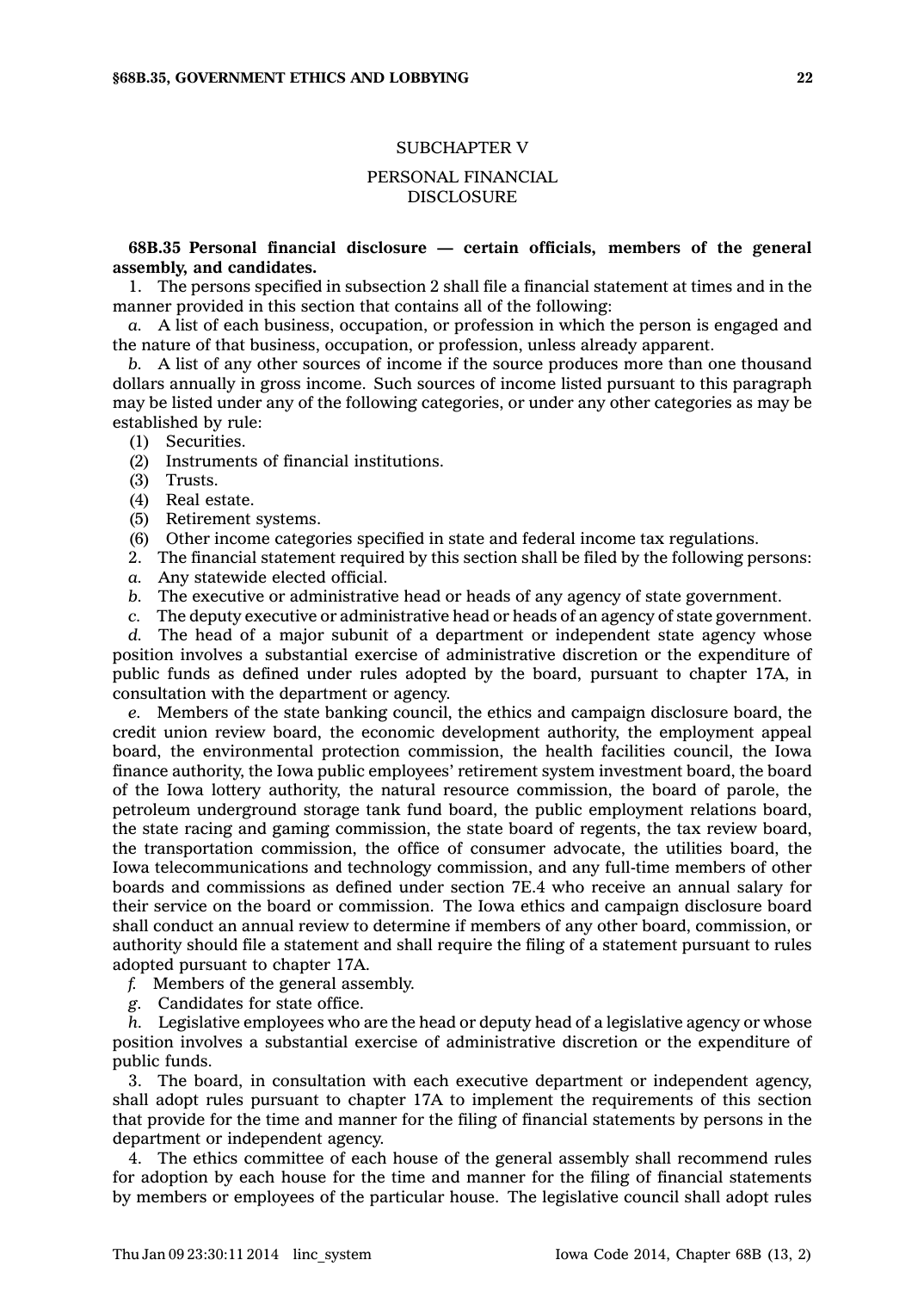## SUBCHAPTER V

## PERSONAL FINANCIAL DISCLOSURE

**68B.35 Personal financial disclosure — certain officials, members of the general assembly, and candidates.**

1. The persons specified in subsection 2 shall file a financial statement at times and in the manner provided in this section that contains all of the following:

*a.* A list of each business, occupation, or profession in which the person is engaged and the nature of that business, occupation, or profession, unless already apparent.

*b.* A list of any other sources of income if the source produces more than one thousand dollars annually in gross income. Such sources of income listed pursuant to this paragraph may be listed under any of the following categories, or under any other categories as may be established by rule:

(1) Securities.

(2) Instruments of financial institutions.

(3) Trusts.

(4) Real estate.

(5) Retirement systems.

(6) Other income categories specified in state and federal income tax regulations.

2. The financial statement required by this section shall be filed by the following persons:

*a.* Any statewide elected official.

*b.* The executive or administrative head or heads of any agency of state government.

*c.* The deputy executive or administrative head or heads of an agency of state government.

*d.* The head of a major subunit of a department or independent state agency whose position involves a substantial exercise of administrative discretion or the expenditure of public funds as defined under rules adopted by the board, pursuant to chapter 17A, in consultation with the department or agency.

*e.* Members of the state banking council, the ethics and campaign disclosure board, the credit union review board, the economic development authority, the employment appeal board, the environmental protection commission, the health facilities council, the Iowa finance authority, the Iowa public employees' retirement system investment board, the board of the Iowa lottery authority, the natural resource commission, the board of parole, the petroleum underground storage tank fund board, the public employment relations board, the state racing and gaming commission, the state board of regents, the tax review board, the transportation commission, the office of consumer advocate, the utilities board, the Iowa telecommunications and technology commission, and any full-time members of other boards and commissions as defined under section 7E.4 who receive an annual salary for their service on the board or commission. The Iowa ethics and campaign disclosure board shall conduct an annual review to determine if members of any other board, commission, or authority should file a statement and shall require the filing of a statement pursuant to rules adopted pursuant to chapter 17A.

*f.* Members of the general assembly.

*g.* Candidates for state office.

*h.* Legislative employees who are the head or deputy head of a legislative agency or whose position involves a substantial exercise of administrative discretion or the expenditure of public funds.

3. The board, in consultation with each executive department or independent agency, shall adopt rules pursuant to chapter 17A to implement the requirements of this section that provide for the time and manner for the filing of financial statements by persons in the department or independent agency.

4. The ethics committee of each house of the general assembly shall recommend rules for adoption by each house for the time and manner for the filing of financial statements by members or employees of the particular house. The legislative council shall adopt rules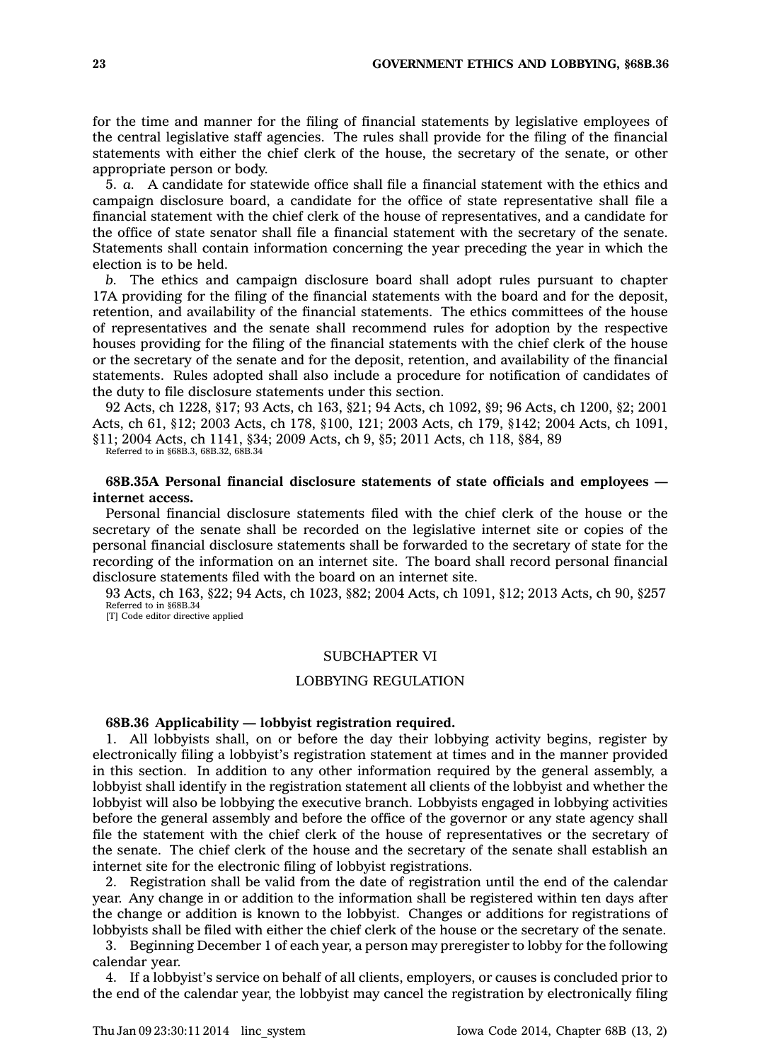for the time and manner for the filing of financial statements by legislative employees of the central legislative staff agencies. The rules shall provide for the filing of the financial statements with either the chief clerk of the house, the secretary of the senate, or other appropriate person or body.

5. *a.* A candidate for statewide office shall file a financial statement with the ethics and campaign disclosure board, a candidate for the office of state representative shall file a financial statement with the chief clerk of the house of representatives, and a candidate for the office of state senator shall file a financial statement with the secretary of the senate. Statements shall contain information concerning the year preceding the year in which the election is to be held.

*b.* The ethics and campaign disclosure board shall adopt rules pursuant to chapter 17A providing for the filing of the financial statements with the board and for the deposit, retention, and availability of the financial statements. The ethics committees of the house of representatives and the senate shall recommend rules for adoption by the respective houses providing for the filing of the financial statements with the chief clerk of the house or the secretary of the senate and for the deposit, retention, and availability of the financial statements. Rules adopted shall also include a procedure for notification of candidates of the duty to file disclosure statements under this section.

92 Acts, ch 1228, §17; 93 Acts, ch 163, §21; 94 Acts, ch 1092, §9; 96 Acts, ch 1200, §2; 2001 Acts, ch 61, §12; 2003 Acts, ch 178, §100, 121; 2003 Acts, ch 179, §142; 2004 Acts, ch 1091, §11; 2004 Acts, ch 1141, §34; 2009 Acts, ch 9, §5; 2011 Acts, ch 118, §84, 89
Referred to in §68B.3, 68B.32, 68B.34

**68B.35A Personal financial disclosure statements of state officials and employees — internet access.**

Personal financial disclosure statements filed with the chief clerk of the house or the secretary of the senate shall be recorded on the legislative internet site or copies of the personal financial disclosure statements shall be forwarded to the secretary of state for the recording of the information on an internet site. The board shall record personal financial disclosure statements filed with the board on an internet site.

93 Acts, ch 163, §22; 94 Acts, ch 1023, §82; 2004 Acts, ch 1091, §12; 2013 Acts, ch 90, §257
Referred to in §68B.34
[T] Code editor directive applied

## SUBCHAPTER VI

## LOBBYING REGULATION

**68B.36 Applicability — lobbyist registration required.**

1. All lobbyists shall, on or before the day their lobbying activity begins, register by electronically filing a lobbyist's registration statement at times and in the manner provided in this section. In addition to any other information required by the general assembly, a lobbyist shall identify in the registration statement all clients of the lobbyist and whether the lobbyist will also be lobbying the executive branch. Lobbyists engaged in lobbying activities before the general assembly and before the office of the governor or any state agency shall file the statement with the chief clerk of the house of representatives or the secretary of the senate. The chief clerk of the house and the secretary of the senate shall establish an internet site for the electronic filing of lobbyist registrations.

2. Registration shall be valid from the date of registration until the end of the calendar year. Any change in or addition to the information shall be registered within ten days after the change or addition is known to the lobbyist. Changes or additions for registrations of lobbyists shall be filed with either the chief clerk of the house or the secretary of the senate.

3. Beginning December 1 of each year, a person may preregister to lobby for the following calendar year.

4. If a lobbyist's service on behalf of all clients, employers, or causes is concluded prior to the end of the calendar year, the lobbyist may cancel the registration by electronically filing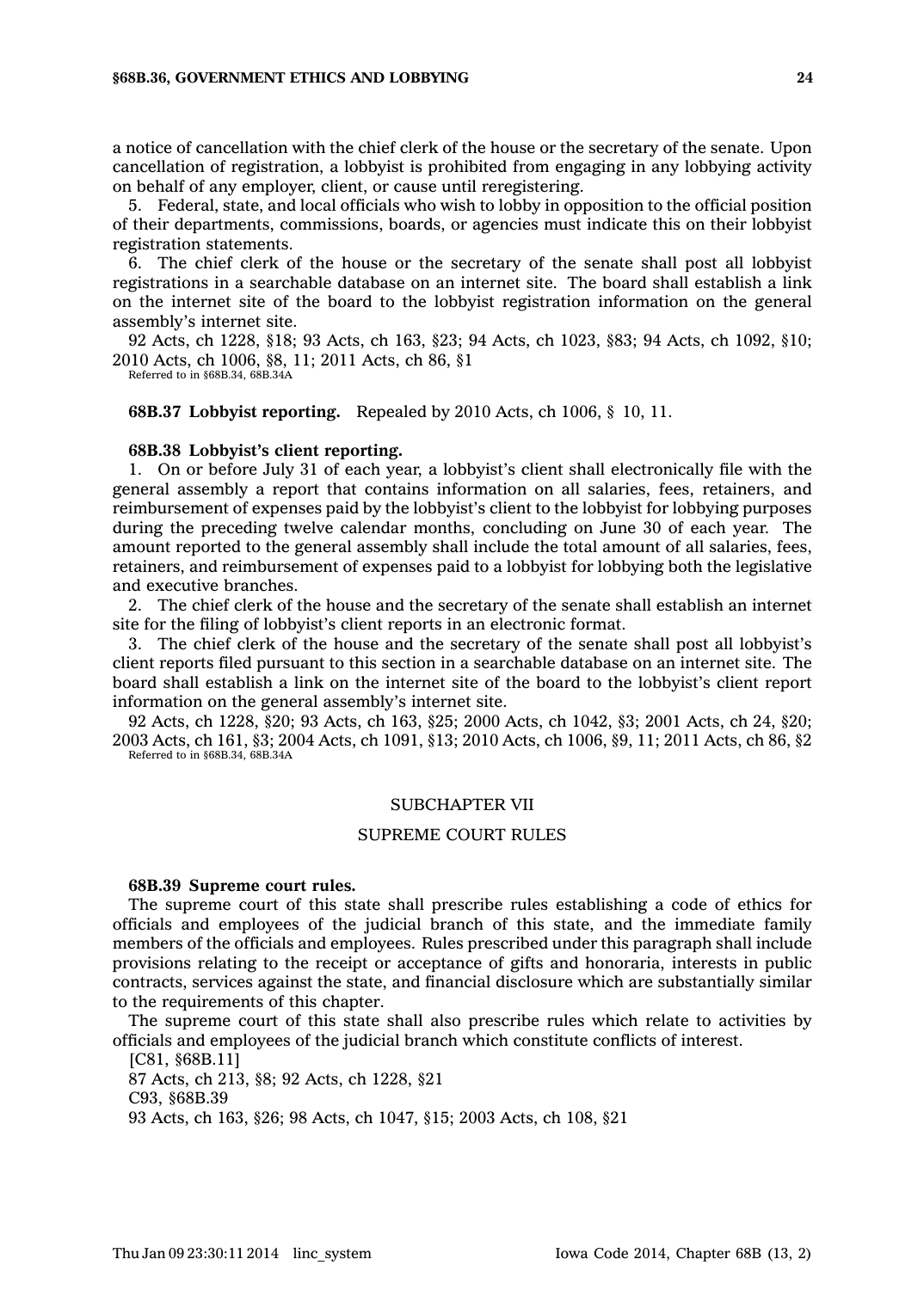a notice of cancellation with the chief clerk of the house or the secretary of the senate. Upon cancellation of registration, a lobbyist is prohibited from engaging in any lobbying activity on behalf of any employer, client, or cause until reregistering.

5. Federal, state, and local officials who wish to lobby in opposition to the official position of their departments, commissions, boards, or agencies must indicate this on their lobbyist registration statements.

6. The chief clerk of the house or the secretary of the senate shall post all lobbyist registrations in a searchable database on an internet site. The board shall establish a link on the internet site of the board to the lobbyist registration information on the general assembly's internet site.

92 Acts, ch 1228, §18; 93 Acts, ch 163, §23; 94 Acts, ch 1023, §83; 94 Acts, ch 1092, §10; 2010 Acts, ch 1006, §8, 11; 2011 Acts, ch 86, §1

Referred to in §68B.34, 68B.34A

**68B.37 Lobbyist reporting.** Repealed by 2010 Acts, ch 1006, § 10, 11.

**68B.38 Lobbyist's client reporting.**

1. On or before July 31 of each year, a lobbyist's client shall electronically file with the general assembly a report that contains information on all salaries, fees, retainers, and reimbursement of expenses paid by the lobbyist's client to the lobbyist for lobbying purposes during the preceding twelve calendar months, concluding on June 30 of each year. The amount reported to the general assembly shall include the total amount of all salaries, fees, retainers, and reimbursement of expenses paid to a lobbyist for lobbying both the legislative and executive branches.

2. The chief clerk of the house and the secretary of the senate shall establish an internet site for the filing of lobbyist's client reports in an electronic format.

3. The chief clerk of the house and the secretary of the senate shall post all lobbyist's client reports filed pursuant to this section in a searchable database on an internet site. The board shall establish a link on the internet site of the board to the lobbyist's client report information on the general assembly's internet site.

92 Acts, ch 1228, §20; 93 Acts, ch 163, §25; 2000 Acts, ch 1042, §3; 2001 Acts, ch 24, §20; 2003 Acts, ch 161, §3; 2004 Acts, ch 1091, §13; 2010 Acts, ch 1006, §9, 11; 2011 Acts, ch 86, §2

Referred to in §68B.34, 68B.34A

## SUBCHAPTER VII

## SUPREME COURT RULES

**68B.39 Supreme court rules.**

The supreme court of this state shall prescribe rules establishing a code of ethics for officials and employees of the judicial branch of this state, and the immediate family members of the officials and employees. Rules prescribed under this paragraph shall include provisions relating to the receipt or acceptance of gifts and honoraria, interests in public contracts, services against the state, and financial disclosure which are substantially similar to the requirements of this chapter.

The supreme court of this state shall also prescribe rules which relate to activities by officials and employees of the judicial branch which constitute conflicts of interest.

[C81, §68B.11]

87 Acts, ch 213, §8; 92 Acts, ch 1228, §21

C93, §68B.39

93 Acts, ch 163, §26; 98 Acts, ch 1047, §15; 2003 Acts, ch 108, §21